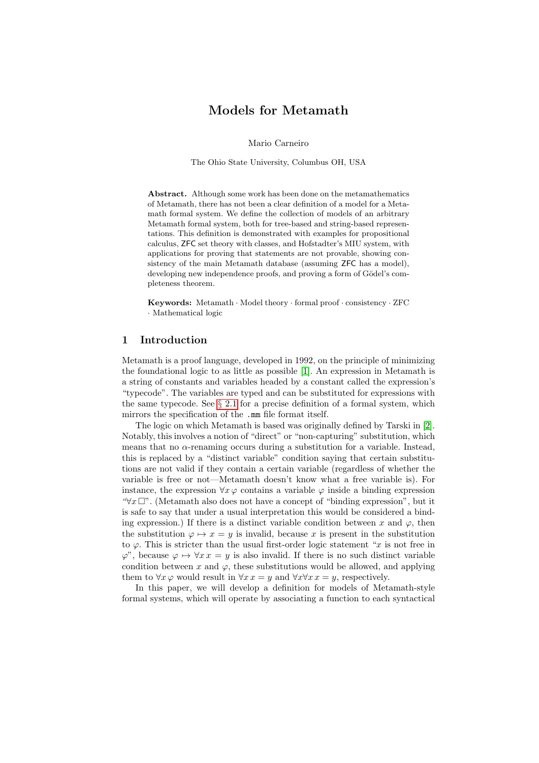# Models for Metamath

Mario Carneiro

The Ohio State University, Columbus OH, USA

**Abstract.** Although some work has been done on the metamathematics of Metamath, there has not been a clear definition of a model for a Metamath formal system. We define the collection of models of an arbitrary Metamath formal system, both for tree-based and string-based representations. This definition is demonstrated with examples for propositional calculus, ZFC set theory with classes, and Hofstadter's MIU system, with applications for proving that statements are not provable, showing consistency of the main Metamath database (assuming ZFC has a model), developing new independence proofs, and proving a form of Gödel's completeness theorem.

**Keywords:** Metamath · Model theory · formal proof · consistency · ZFC · Mathematical logic

## 1 Introduction

Metamath is a proof language, developed in 1992, on the principle of minimizing the foundational logic to as little as possible [1]. An expression in Metamath is a string of constants and variables headed by a constant called the expression's "typecode". The variables are typed and can be substituted for expressions with the same typecode. See § 2.1 for a precise definition of a formal system, which mirrors the specification of the `.mm` file format itself.

The logic on which Metamath is based was originally defined by Tarski in [2]. Notably, this involves a notion of "direct" or "non-capturing" substitution, which means that no $\alpha$-renaming occurs during a substitution for a variable. Instead, this is replaced by a "distinct variable" condition saying that certain substitutions are not valid if they contain a certain variable (regardless of whether the variable is free or not—Metamath doesn't know what a free variable is). For instance, the expression $\forall x\,\varphi$ contains a variable $\varphi$ inside a binding expression "$\forall x\,\Box$". (Metamath also does not have a concept of "binding expression", but it is safe to say that under a usual interpretation this would be considered a binding expression.) If there is a distinct variable condition between $x$ and $\varphi$, then the substitution $\varphi \mapsto x = y$ is invalid, because $x$ is present in the substitution to $\varphi$. This is stricter than the usual first-order logic statement "$x$ is not free in $\varphi$", because $\varphi \mapsto \forall x\, x = y$ is also invalid. If there is no such distinct variable condition between $x$ and $\varphi$, these substitutions would be allowed, and applying them to $\forall x\,\varphi$ would result in $\forall x\, x = y$ and $\forall x \forall x\, x = y$, respectively.

In this paper, we will develop a definition for models of Metamath-style formal systems, which will operate by associating a function to each syntactical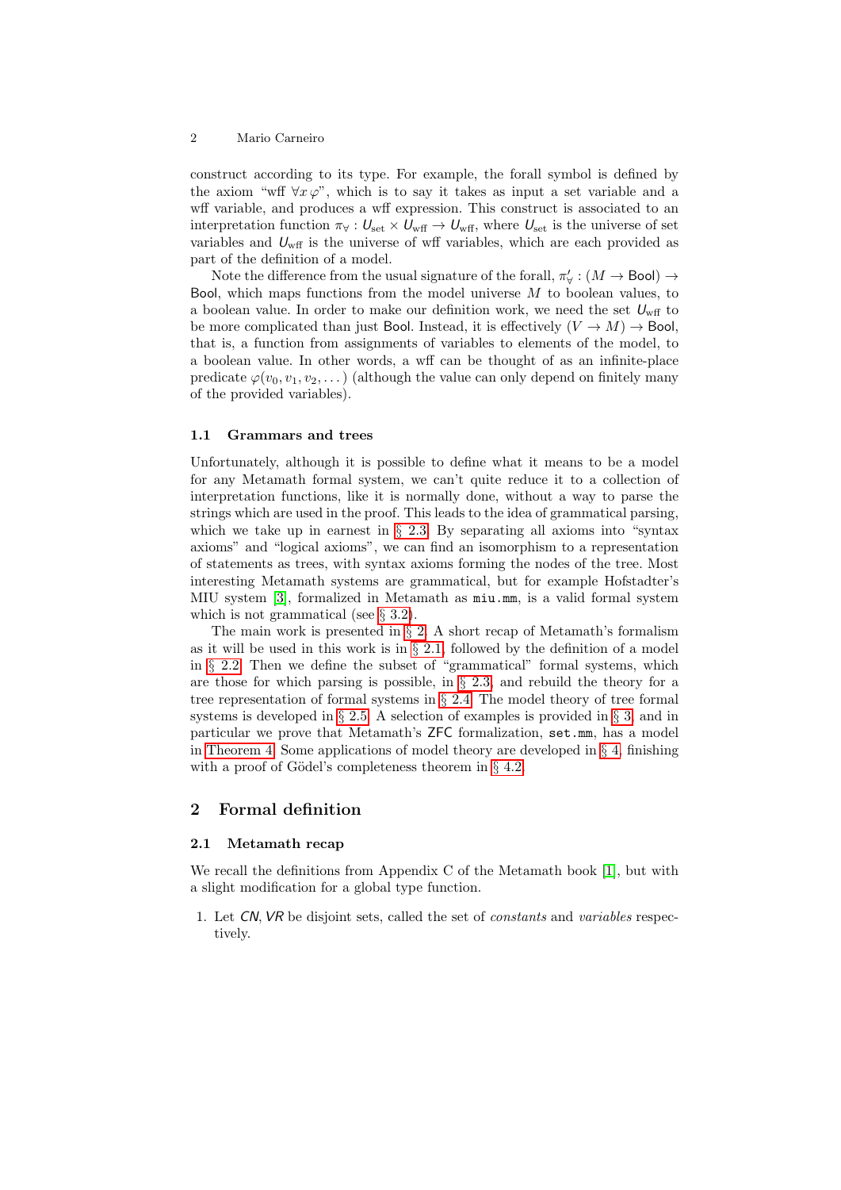construct according to its type. For example, the forall symbol is defined by the axiom "wff $\forall x\, \varphi$", which is to say it takes as input a set variable and a wff variable, and produces a wff expression. This construct is associated to an interpretation function $\pi_\forall : \mathit{U}_{\text{set}} \times \mathit{U}_{\text{wff}} \to \mathit{U}_{\text{wff}}$, where $\mathit{U}_{\text{set}}$ is the universe of set variables and $\mathit{U}_{\text{wff}}$ is the universe of wff variables, which are each provided as part of the definition of a model.

Note the difference from the usual signature of the forall, $\pi'_\forall : (M \to \mathsf{Bool}) \to \mathsf{Bool}$, which maps functions from the model universe $M$ to boolean values, to a boolean value. In order to make our definition work, we need the set $\mathit{U}_{\text{wff}}$ to be more complicated than just $\mathsf{Bool}$. Instead, it is effectively $(V \to M) \to \mathsf{Bool}$, that is, a function from assignments of variables to elements of the model, to a boolean value. In other words, a wff can be thought of as an infinite-place predicate $\varphi(v_0, v_1, v_2, \dots)$ (although the value can only depend on finitely many of the provided variables).

### 1.1 Grammars and trees

Unfortunately, although it is possible to define what it means to be a model for any Metamath formal system, we can't quite reduce it to a collection of interpretation functions, like it is normally done, without a way to parse the strings which are used in the proof. This leads to the idea of grammatical parsing, which we take up in earnest in § 2.3. By separating all axioms into "syntax axioms" and "logical axioms", we can find an isomorphism to a representation of statements as trees, with syntax axioms forming the nodes of the tree. Most interesting Metamath systems are grammatical, but for example Hofstadter's MIU system [3], formalized in Metamath as `miu.mm`, is a valid formal system which is not grammatical (see § 3.2).

The main work is presented in § 2. A short recap of Metamath's formalism as it will be used in this work is in § 2.1, followed by the definition of a model in § 2.2. Then we define the subset of "grammatical" formal systems, which are those for which parsing is possible, in § 2.3, and rebuild the theory for a tree representation of formal systems in § 2.4. The model theory of tree formal systems is developed in § 2.5. A selection of examples is provided in § 3, and in particular we prove that Metamath's $\mathsf{ZFC}$ formalization, `set.mm`, has a model in Theorem 4. Some applications of model theory are developed in § 4, finishing with a proof of Gödel's completeness theorem in § 4.2.

## 2 Formal definition

### 2.1 Metamath recap

We recall the definitions from Appendix C of the Metamath book [1], but with a slight modification for a global type function.

1. Let $\mathit{CN}, \mathit{VR}$ be disjoint sets, called the set of *constants* and *variables* respectively.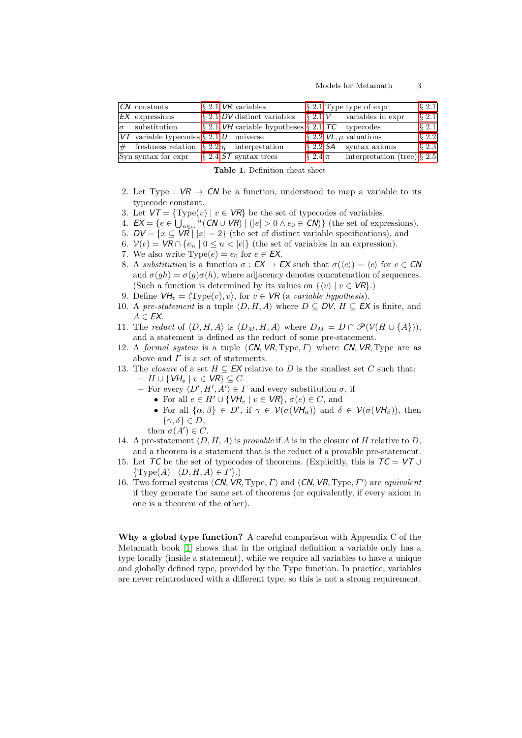| | | | | | | | |
|---|---|---|---|---|---|---|---|
| $\mathsf{CN}$ constants | § 2.1 | $\mathsf{VR}$ variables | § 2.1 | Type type of expr | § 2.1 |
| $\mathsf{EX}$ expressions | § 2.1 | $\mathsf{DV}$ distinct variables | § 2.1 | $\mathcal{V}$ variables in expr | § 2.1 |
| $\sigma$ substitution | § 2.1 | $\mathsf{VH}$ variable hypotheses | § 2.1 | $\mathsf{TC}$ typecodes | § 2.1 |
| $\mathsf{VT}$ variable typecodes | § 2.1 | $U$ universe | § 2.2 | $\mathsf{VL}, \mu$ valuations | § 2.2 |
| $\#$ freshness relation | § 2.2 | $\eta$ interpretation | § 2.2 | $\mathsf{SA}$ syntax axioms | § 2.3 |
| Syn syntax for expr | § 2.4 | $\mathsf{ST}$ syntax trees | § 2.4 | $\pi$ interpretation (tree) | § 2.5 |

**Table 1.** Definition cheat sheet

2. Let Type : $\mathsf{VR} \to \mathsf{CN}$ be a function, understood to map a variable to its typecode constant.
3. Let $\mathsf{VT} = \{\mathrm{Type}(v) \mid v \in \mathsf{VR}\}$ be the set of typecodes of variables.
4. $\mathsf{EX} = \{e \in \bigcup_{n \in \omega} {}^{n}(\mathsf{CN} \cup \mathsf{VR}) \mid (|e| > 0 \wedge e_0 \in \mathsf{CN})\}$ (the set of expressions),
5. $\mathsf{DV} = \{x \subseteq \mathsf{VR} \mid |x| = 2\}$ (the set of distinct variable specifications), and
6. $\mathcal{V}(e) = \mathsf{VR} \cap \{e_n \mid 0 \leq n < |e|\}$ (the set of variables in an expression).
7. We also write $\mathrm{Type}(e) = e_0$ for $e \in \mathsf{EX}$.
8. A *substitution* is a function $\sigma : \mathsf{EX} \to \mathsf{EX}$ such that $\sigma(\langle c \rangle) = \langle c \rangle$ for $c \in \mathsf{CN}$ and $\sigma(gh) = \sigma(g)\sigma(h)$, where adjacency denotes concatenation of sequences. (Such a function is determined by its values on $\{\langle v \rangle \mid v \in \mathsf{VR}\}$.)
9. Define $\mathsf{VH}_v = \langle \mathrm{Type}(v), v \rangle$, for $v \in \mathsf{VR}$ (a *variable hypothesis*).
10. A *pre-statement* is a tuple $\langle D, H, A \rangle$ where $D \subseteq \mathsf{DV}$, $H \subseteq \mathsf{EX}$ is finite, and $A \in \mathsf{EX}$.
11. The *reduct* of $\langle D, H, A \rangle$ is $\langle D_M, H, A \rangle$ where $D_M = D \cap \mathscr{P}(\mathcal{V}(H \cup \{A\}))$, and a statement is defined as the reduct of some pre-statement.
12. A *formal system* is a tuple $\langle \mathsf{CN}, \mathsf{VR}, \mathrm{Type}, \Gamma \rangle$ where $\mathsf{CN}, \mathsf{VR}, \mathrm{Type}$ are as above and $\Gamma$ is a set of statements.
13. The *closure* of a set $H \subseteq \mathsf{EX}$ relative to $D$ is the smallest set $C$ such that:
    - $H \cup \{\mathsf{VH}_v \mid v \in \mathsf{VR}\} \subseteq C$
    - For every $\langle D', H', A' \rangle \in \Gamma$ and every substitution $\sigma$, if
      - For all $e \in H' \cup \{\mathsf{VH}_v \mid v \in \mathsf{VR}\}$, $\sigma(e) \in C$, and
      - For all $\{\alpha, \beta\} \in D'$, if $\gamma \in \mathcal{V}(\sigma(\mathsf{VH}_\alpha))$ and $\delta \in \mathcal{V}(\sigma(\mathsf{VH}_\beta))$, then $\{\gamma, \delta\} \in D$,

      then $\sigma(A') \in C$.
14. A pre-statement $\langle D, H, A \rangle$ is *provable* if $A$ is in the closure of $H$ relative to $D$, and a theorem is a statement that is the reduct of a provable pre-statement.
15. Let $\mathsf{TC}$ be the set of typecodes of theorems. (Explicitly, this is $\mathsf{TC} = \mathsf{VT} \cup \{\mathrm{Type}(A) \mid \langle D, H, A \rangle \in \Gamma\}$.)
16. Two formal systems $\langle \mathsf{CN}, \mathsf{VR}, \mathrm{Type}, \Gamma \rangle$ and $\langle \mathsf{CN}, \mathsf{VR}, \mathrm{Type}, \Gamma' \rangle$ are *equivalent* if they generate the same set of theorems (or equivalently, if every axiom in one is a theorem of the other).

**Why a global type function?** A careful comparison with Appendix C of the Metamath book [1] shows that in the original definition a variable only has a type locally (inside a statement), while we require all variables to have a unique and globally defined type, provided by the Type function. In practice, variables are never reintroduced with a different type, so this is not a strong requirement.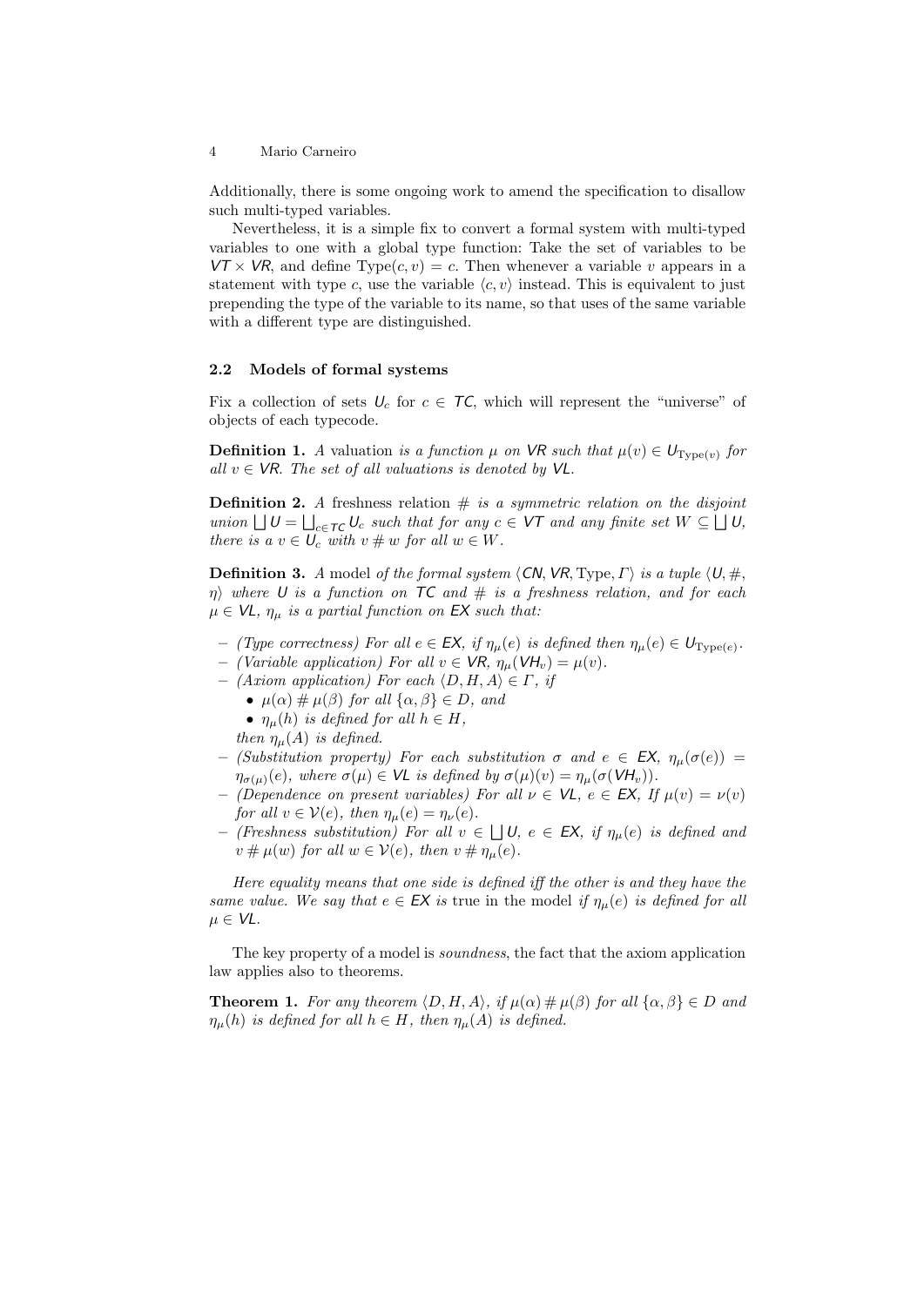Additionally, there is some ongoing work to amend the specification to disallow such multi-typed variables.

Nevertheless, it is a simple fix to convert a formal system with multi-typed variables to one with a global type function: Take the set of variables to be $\mathsf{VT} \times \mathsf{VR}$, and define $\mathrm{Type}(c, v) = c$. Then whenever a variable $v$ appears in a statement with type $c$, use the variable $\langle c, v\rangle$ instead. This is equivalent to just prepending the type of the variable to its name, so that uses of the same variable with a different type are distinguished.

### 2.2 Models of formal systems

Fix a collection of sets $\mathsf{U}_c$ for $c \in \mathsf{TC}$, which will represent the "universe" of objects of each typecode.

**Definition 1.** *A* valuation *is a function $\mu$ on $\mathsf{VR}$ such that $\mu(v) \in \mathsf{U}_{\mathrm{Type}(v)}$ for all $v \in \mathsf{VR}$. The set of all valuations is denoted by $\mathsf{VL}$.*

**Definition 2.** *A* freshness relation *$\#$ is a symmetric relation on the disjoint union $\bigsqcup \mathsf{U} = \bigsqcup_{c \in \mathsf{TC}} \mathsf{U}_c$ such that for any $c \in \mathsf{VT}$ and any finite set $W \subseteq \bigsqcup \mathsf{U}$, there is a $v \in \mathsf{U}_c$ with $v \# w$ for all $w \in W$.*

**Definition 3.** *A* model *of the formal system $\langle \mathsf{CN}, \mathsf{VR}, \mathrm{Type}, \Gamma\rangle$ is a tuple $\langle \mathsf{U}, \#, \eta\rangle$ where $\mathsf{U}$ is a function on $\mathsf{TC}$ and $\#$ is a freshness relation, and for each $\mu \in \mathsf{VL}$, $\eta_\mu$ is a partial function on $\mathsf{EX}$ such that:*

- *(Type correctness) For all $e \in \mathsf{EX}$, if $\eta_\mu(e)$ is defined then $\eta_\mu(e) \in \mathsf{U}_{\mathrm{Type}(e)}$.*
- *(Variable application) For all $v \in \mathsf{VR}$, $\eta_\mu(\mathsf{VH}_v) = \mu(v)$.*
- *(Axiom application) For each $\langle D, H, A\rangle \in \Gamma$, if*
  - *$\mu(\alpha) \# \mu(\beta)$ for all $\{\alpha, \beta\} \in D$, and*
  - *$\eta_\mu(h)$ is defined for all $h \in H$,*

  *then $\eta_\mu(A)$ is defined.*
- *(Substitution property) For each substitution $\sigma$ and $e \in \mathsf{EX}$, $\eta_\mu(\sigma(e)) = \eta_{\sigma(\mu)}(e)$, where $\sigma(\mu) \in \mathsf{VL}$ is defined by $\sigma(\mu)(v) = \eta_\mu(\sigma(\mathsf{VH}_v))$.*
- *(Dependence on present variables) For all $\nu \in \mathsf{VL}$, $e \in \mathsf{EX}$, If $\mu(v) = \nu(v)$ for all $v \in \mathcal{V}(e)$, then $\eta_\mu(e) = \eta_\nu(e)$.*
- *(Freshness substitution) For all $v \in \bigsqcup \mathsf{U}$, $e \in \mathsf{EX}$, if $\eta_\mu(e)$ is defined and $v \# \mu(w)$ for all $w \in \mathcal{V}(e)$, then $v \# \eta_\mu(e)$.*

*Here equality means that one side is defined iff the other is and they have the same value. We say that $e \in \mathsf{EX}$ is* true *in the model if $\eta_\mu(e)$ is defined for all $\mu \in \mathsf{VL}$.*

The key property of a model is *soundness*, the fact that the axiom application law applies also to theorems.

**Theorem 1.** *For any theorem $\langle D, H, A\rangle$, if $\mu(\alpha) \# \mu(\beta)$ for all $\{\alpha, \beta\} \in D$ and $\eta_\mu(h)$ is defined for all $h \in H$, then $\eta_\mu(A)$ is defined.*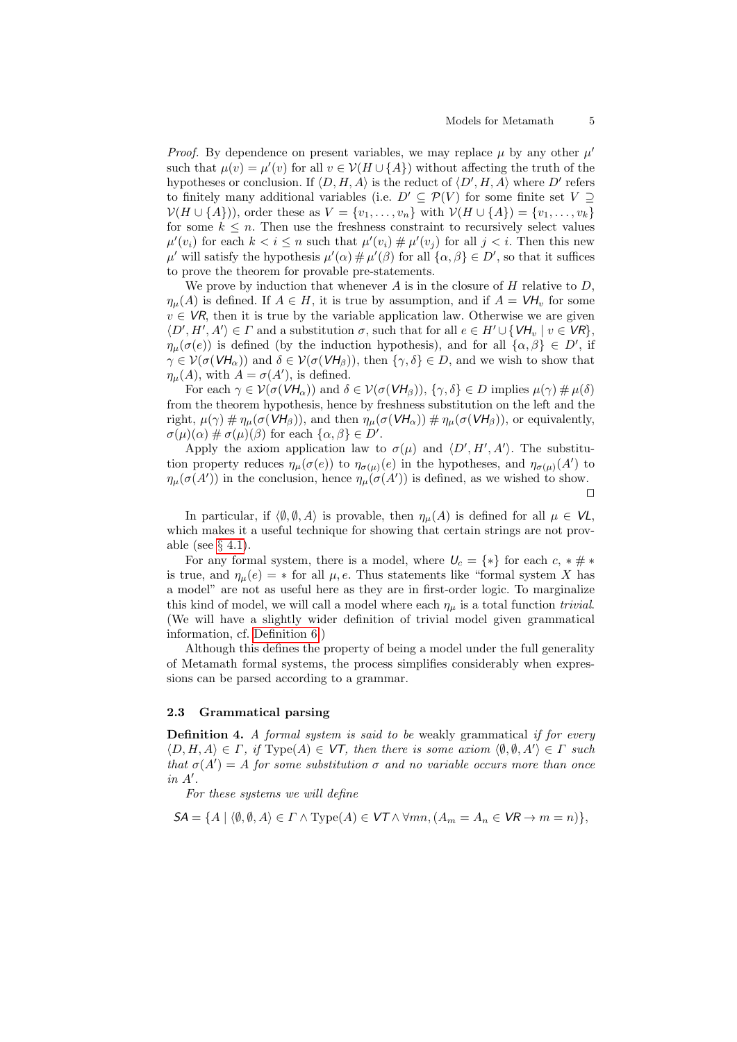*Proof.* By dependence on present variables, we may replace $\mu$ by any other $\mu'$ such that $\mu(v) = \mu'(v)$ for all $v \in \mathcal{V}(H \cup \{A\})$ without affecting the truth of the hypotheses or conclusion. If $\langle D, H, A\rangle$ is the reduct of $\langle D', H, A\rangle$ where $D'$ refers to finitely many additional variables (i.e. $D' \subseteq \mathcal{P}(V)$ for some finite set $V \supseteq \mathcal{V}(H \cup \{A\})$), order these as $V = \{v_1, \dots, v_n\}$ with $\mathcal{V}(H \cup \{A\}) = \{v_1, \dots, v_k\}$ for some $k \le n$. Then use the freshness constraint to recursively select values $\mu'(v_i)$ for each $k < i \le n$ such that $\mu'(v_i) \# \mu'(v_j)$ for all $j < i$. Then this new $\mu'$ will satisfy the hypothesis $\mu'(\alpha) \# \mu'(\beta)$ for all $\{\alpha, \beta\} \in D'$, so that it suffices to prove the theorem for provable pre-statements.

We prove by induction that whenever $A$ is in the closure of $H$ relative to $D$, $\eta_\mu(A)$ is defined. If $A \in H$, it is true by assumption, and if $A = \mathsf{VH}_v$ for some $v \in \mathsf{VR}$, then it is true by the variable application law. Otherwise we are given $\langle D', H', A'\rangle \in \Gamma$ and a substitution $\sigma$, such that for all $e \in H' \cup \{\mathsf{VH}_v \mid v \in \mathsf{VR}\}$, $\eta_\mu(\sigma(e))$ is defined (by the induction hypothesis), and for all $\{\alpha, \beta\} \in D'$, if $\gamma \in \mathcal{V}(\sigma(\mathsf{VH}_\alpha))$ and $\delta \in \mathcal{V}(\sigma(\mathsf{VH}_\beta))$, then $\{\gamma, \delta\} \in D$, and we wish to show that $\eta_\mu(A)$, with $A = \sigma(A')$, is defined.

For each $\gamma \in \mathcal{V}(\sigma(\mathsf{VH}_\alpha))$ and $\delta \in \mathcal{V}(\sigma(\mathsf{VH}_\beta))$, $\{\gamma, \delta\} \in D$ implies $\mu(\gamma) \# \mu(\delta)$ from the theorem hypothesis, hence by freshness substitution on the left and the right, $\mu(\gamma) \# \eta_\mu(\sigma(\mathsf{VH}_\beta))$, and then $\eta_\mu(\sigma(\mathsf{VH}_\alpha)) \# \eta_\mu(\sigma(\mathsf{VH}_\beta))$, or equivalently, $\sigma(\mu)(\alpha) \# \sigma(\mu)(\beta)$ for each $\{\alpha, \beta\} \in D'$.

Apply the axiom application law to $\sigma(\mu)$ and $\langle D', H', A'\rangle$. The substitution property reduces $\eta_\mu(\sigma(e))$ to $\eta_{\sigma(\mu)}(e)$ in the hypotheses, and $\eta_{\sigma(\mu)}(A')$ to $\eta_\mu(\sigma(A'))$ in the conclusion, hence $\eta_\mu(\sigma(A'))$ is defined, as we wished to show. □

In particular, if $\langle \emptyset, \emptyset, A\rangle$ is provable, then $\eta_\mu(A)$ is defined for all $\mu \in \mathsf{VL}$, which makes it a useful technique for showing that certain strings are not provable (see § 4.1).

For any formal system, there is a model, where $\mathsf{U}_c = \{*\}$ for each $c$, $* \# *$ is true, and $\eta_\mu(e) = *$ for all $\mu, e$. Thus statements like "formal system $X$ has a model" are not as useful here as they are in first-order logic. To marginalize this kind of model, we will call a model where each $\eta_\mu$ is a total function *trivial*. (We will have a slightly wider definition of trivial model given grammatical information, cf. Definition 6.)

Although this defines the property of being a model under the full generality of Metamath formal systems, the process simplifies considerably when expressions can be parsed according to a grammar.

### 2.3 Grammatical parsing

**Definition 4.** *A formal system is said to be* weakly grammatical *if for every $\langle D, H, A\rangle \in \Gamma$, if $\mathrm{Type}(A) \in \mathsf{VT}$, then there is some axiom $\langle \emptyset, \emptyset, A'\rangle \in \Gamma$ such that $\sigma(A') = A$ for some substitution $\sigma$ and no variable occurs more than once in $A'$.*

*For these systems we will define*

$$\mathsf{SA} = \{A \mid \langle \emptyset, \emptyset, A\rangle \in \Gamma \wedge \mathrm{Type}(A) \in \mathsf{VT} \wedge \forall mn, (A_m = A_n \in \mathsf{VR} \to m = n)\},$$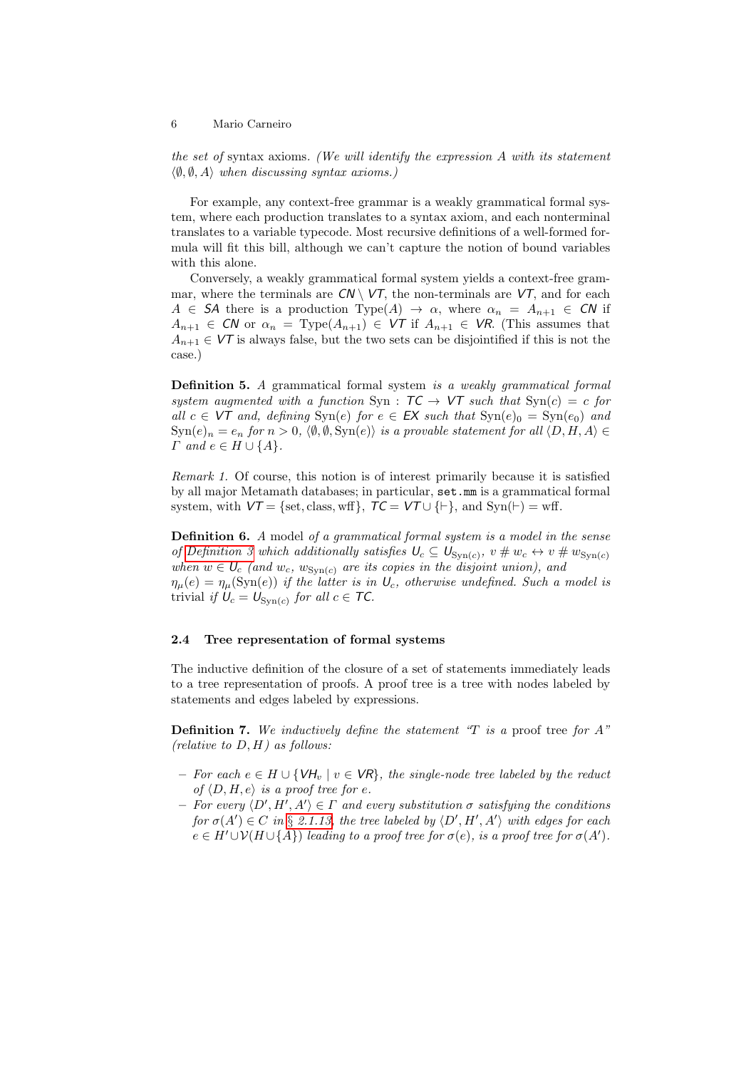*the set of* syntax axioms. *(We will identify the expression $A$ with its statement $\langle\emptyset,\emptyset,A\rangle$ when discussing syntax axioms.)*

For example, any context-free grammar is a weakly grammatical formal system, where each production translates to a syntax axiom, and each nonterminal translates to a variable typecode. Most recursive definitions of a well-formed formula will fit this bill, although we can't capture the notion of bound variables with this alone.

Conversely, a weakly grammatical formal system yields a context-free grammar, where the terminals are $\mathit{CN}\setminus\mathit{VT}$, the non-terminals are $\mathit{VT}$, and for each $A\in\mathit{SA}$ there is a production $\mathrm{Type}(A)\to\alpha$, where $\alpha_n=A_{n+1}\in\mathit{CN}$ if $A_{n+1}\in\mathit{CN}$ or $\alpha_n=\mathrm{Type}(A_{n+1})\in\mathit{VT}$ if $A_{n+1}\in\mathit{VR}$. (This assumes that $A_{n+1}\in\mathit{VT}$ is always false, but the two sets can be disjointified if this is not the case.)

**Definition 5.** *A* grammatical formal system *is a weakly grammatical formal system augmented with a function* $\mathrm{Syn}:\mathit{TC}\to\mathit{VT}$ *such that* $\mathrm{Syn}(c)=c$ *for all* $c\in\mathit{VT}$ *and, defining* $\mathrm{Syn}(e)$ *for* $e\in\mathit{EX}$ *such that* $\mathrm{Syn}(e)_0=\mathrm{Syn}(e_0)$ *and* $\mathrm{Syn}(e)_n=e_n$ *for* $n>0$, $\langle\emptyset,\emptyset,\mathrm{Syn}(e)\rangle$ *is a provable statement for all* $\langle D,H,A\rangle\in\Gamma$ *and* $e\in H\cup\{A\}$.

*Remark 1.* Of course, this notion is of interest primarily because it is satisfied by all major Metamath databases; in particular, `set.mm` is a grammatical formal system, with $\mathit{VT}=\{\mathrm{set},\mathrm{class},\mathrm{wff}\}$, $\mathit{TC}=\mathit{VT}\cup\{\vdash\}$, and $\mathrm{Syn}(\vdash)=\mathrm{wff}$.

**Definition 6.** *A* model *of a grammatical formal system is a model in the sense of Definition 3 which additionally satisfies* $U_c\subseteq U_{\mathrm{Syn}(c)}$, $v\;\#\;w_c\leftrightarrow v\;\#\;w_{\mathrm{Syn}(c)}$ *when* $w\in U_c$ *(and* $w_c$, $w_{\mathrm{Syn}(c)}$ *are its copies in the disjoint union), and* $\eta_\mu(e)=\eta_\mu(\mathrm{Syn}(e))$ *if the latter is in* $U_c$*, otherwise undefined. Such a model is* trivial *if* $U_c=U_{\mathrm{Syn}(c)}$ *for all* $c\in\mathit{TC}$.

### 2.4 Tree representation of formal systems

The inductive definition of the closure of a set of statements immediately leads to a tree representation of proofs. A proof tree is a tree with nodes labeled by statements and edges labeled by expressions.

**Definition 7.** *We inductively define the statement "$T$ is a* proof tree *for $A$" (relative to $D,H$) as follows:*

- *For each* $e\in H\cup\{\mathit{VH}_v\mid v\in\mathit{VR}\}$*, the single-node tree labeled by the reduct of* $\langle D,H,e\rangle$ *is a proof tree for* $e$.
- *For every* $\langle D',H',A'\rangle\in\Gamma$ *and every substitution* $\sigma$ *satisfying the conditions for* $\sigma(A')\in C$ *in § 2.1.13, the tree labeled by* $\langle D',H',A'\rangle$ *with edges for each* $e\in H'\cup\mathcal{V}(H\cup\{A\})$ *leading to a proof tree for* $\sigma(e)$*, is a proof tree for* $\sigma(A')$.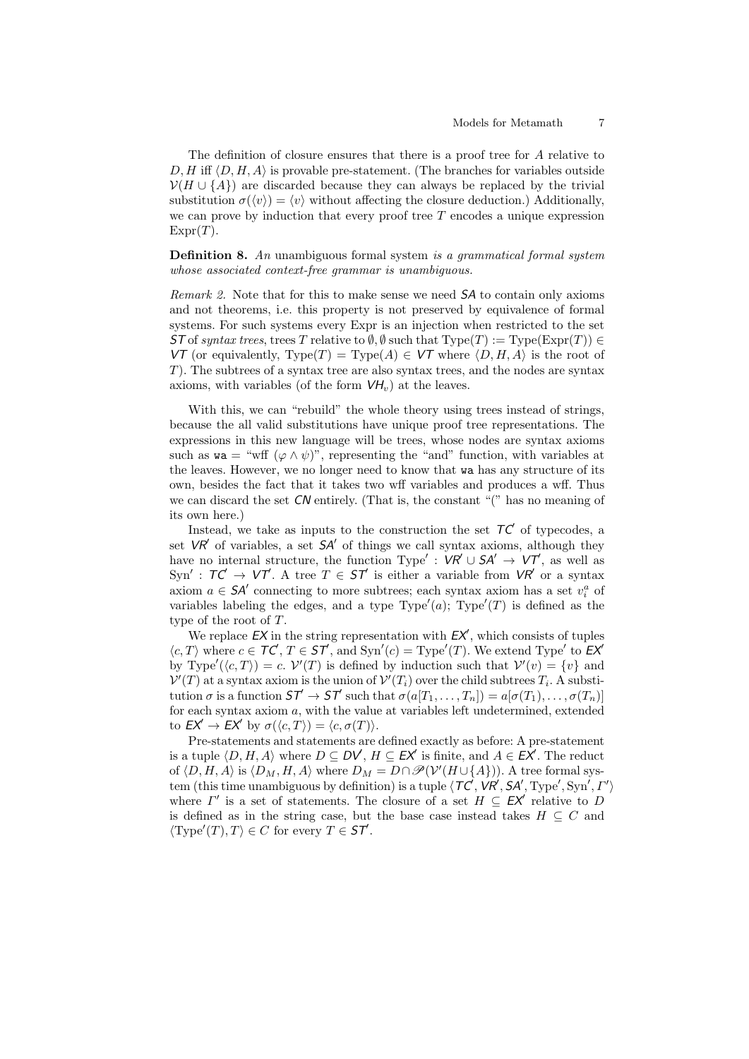The definition of closure ensures that there is a proof tree for $A$ relative to $D, H$ iff $\langle D, H, A\rangle$ is provable pre-statement. (The branches for variables outside $\mathcal{V}(H \cup \{A\})$ are discarded because they can always be replaced by the trivial substitution $\sigma(\langle v\rangle) = \langle v\rangle$ without affecting the closure deduction.) Additionally, we can prove by induction that every proof tree $T$ encodes a unique expression $\mathrm{Expr}(T)$.

**Definition 8.** *An* unambiguous formal system *is a grammatical formal system whose associated context-free grammar is unambiguous.*

*Remark 2.* Note that for this to make sense we need $\mathit{SA}$ to contain only axioms and not theorems, i.e. this property is not preserved by equivalence of formal systems. For such systems every Expr is an injection when restricted to the set $\mathit{ST}$ of *syntax trees*, trees $T$ relative to $\emptyset, \emptyset$ such that $\mathrm{Type}(T) := \mathrm{Type}(\mathrm{Expr}(T)) \in \mathit{VT}$ (or equivalently, $\mathrm{Type}(T) = \mathrm{Type}(A) \in \mathit{VT}$ where $\langle D, H, A\rangle$ is the root of $T$). The subtrees of a syntax tree are also syntax trees, and the nodes are syntax axioms, with variables (of the form $\mathit{VH}_v$) at the leaves.

With this, we can "rebuild" the whole theory using trees instead of strings, because the all valid substitutions have unique proof tree representations. The expressions in this new language will be trees, whose nodes are syntax axioms such as `wa` = "wff $(\varphi \wedge \psi)$", representing the "and" function, with variables at the leaves. However, we no longer need to know that `wa` has any structure of its own, besides the fact that it takes two wff variables and produces a wff. Thus we can discard the set $\mathit{CN}$ entirely. (That is, the constant "(" has no meaning of its own here.)

Instead, we take as inputs to the construction the set $\mathit{TC}'$ of typecodes, a set $\mathit{VR}'$ of variables, a set $\mathit{SA}'$ of things we call syntax axioms, although they have no internal structure, the function $\mathrm{Type}' : \mathit{VR}' \cup \mathit{SA}' \to \mathit{VT}'$, as well as $\mathrm{Syn}' : \mathit{TC}' \to \mathit{VT}'$. A tree $T \in \mathit{ST}'$ is either a variable from $\mathit{VR}'$ or a syntax axiom $a \in \mathit{SA}'$ connecting to more subtrees; each syntax axiom has a set $v_i^a$ of variables labeling the edges, and a type $\mathrm{Type}'(a)$; $\mathrm{Type}'(T)$ is defined as the type of the root of $T$.

We replace $\mathit{EX}$ in the string representation with $\mathit{EX}'$, which consists of tuples $\langle c, T\rangle$ where $c \in \mathit{TC}'$, $T \in \mathit{ST}'$, and $\mathrm{Syn}'(c) = \mathrm{Type}'(T)$. We extend $\mathrm{Type}'$ to $\mathit{EX}'$ by $\mathrm{Type}'(\langle c, T\rangle) = c$. $\mathcal{V}'(T)$ is defined by induction such that $\mathcal{V}'(v) = \{v\}$ and $\mathcal{V}'(T)$ at a syntax axiom is the union of $\mathcal{V}'(T_i)$ over the child subtrees $T_i$. A substitution $\sigma$ is a function $\mathit{ST}' \to \mathit{ST}'$ such that $\sigma(a[T_1, \dots, T_n]) = a[\sigma(T_1), \dots, \sigma(T_n)]$ for each syntax axiom $a$, with the value at variables left undetermined, extended to $\mathit{EX}' \to \mathit{EX}'$ by $\sigma(\langle c, T\rangle) = \langle c, \sigma(T)\rangle$.

Pre-statements and statements are defined exactly as before: A pre-statement is a tuple $\langle D, H, A\rangle$ where $D \subseteq \mathit{DV}'$, $H \subseteq \mathit{EX}'$ is finite, and $A \in \mathit{EX}'$. The reduct of $\langle D, H, A\rangle$ is $\langle D_M, H, A\rangle$ where $D_M = D \cap \mathscr{P}(\mathcal{V}'(H \cup \{A\}))$. A tree formal system (this time unambiguous by definition) is a tuple $\langle \mathit{TC}', \mathit{VR}', \mathit{SA}', \mathrm{Type}', \mathrm{Syn}', \Gamma'\rangle$ where $\Gamma'$ is a set of statements. The closure of a set $H \subseteq \mathit{EX}'$ relative to $D$ is defined as in the string case, but the base case instead takes $H \subseteq C$ and $\langle \mathrm{Type}'(T), T\rangle \in C$ for every $T \in \mathit{ST}'$.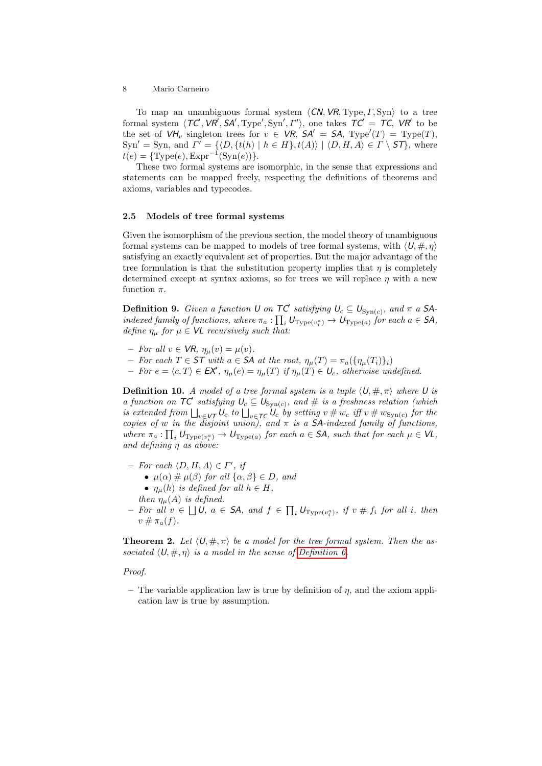To map an unambiguous formal system $\langle \mathsf{CN}, \mathsf{VR}, \mathrm{Type}, \Gamma, \mathrm{Syn}\rangle$ to a tree formal system $\langle \mathsf{TC}', \mathsf{VR}', \mathsf{SA}', \mathrm{Type}', \mathrm{Syn}', \Gamma'\rangle$, one takes $\mathsf{TC}' = \mathsf{TC}$, $\mathsf{VR}'$ to be the set of $\mathsf{VH}_v$ singleton trees for $v \in \mathsf{VR}$, $\mathsf{SA}' = \mathsf{SA}$, $\mathrm{Type}'(T) = \mathrm{Type}(T)$, $\mathrm{Syn}' = \mathrm{Syn}$, and $\Gamma' = \{\langle D, \{t(h) \mid h \in H\}, t(A)\rangle \mid \langle D, H, A\rangle \in \Gamma \setminus \mathsf{ST}\}$, where $t(e) = \{\mathrm{Type}(e), \mathrm{Expr}^{-1}(\mathrm{Syn}(e))\}$.

These two formal systems are isomorphic, in the sense that expressions and statements can be mapped freely, respecting the definitions of theorems and axioms, variables and typecodes.

### 2.5 Models of tree formal systems

Given the isomorphism of the previous section, the model theory of unambiguous formal systems can be mapped to models of tree formal systems, with $\langle \mathsf{U}, \#, \eta\rangle$ satisfying an exactly equivalent set of properties. But the major advantage of the tree formulation is that the substitution property implies that $\eta$ is completely determined except at syntax axioms, so for trees we will replace $\eta$ with a new function $\pi$.

**Definition 9.** *Given a function $\mathsf{U}$ on $\mathsf{TC}'$ satisfying $\mathsf{U}_c \subseteq \mathsf{U}_{\mathrm{Syn}(c)}$, and $\pi$ a $\mathsf{SA}$-indexed family of functions, where $\pi_a : \prod_i \mathsf{U}_{\mathrm{Type}(v_i^a)} \to \mathsf{U}_{\mathrm{Type}(a)}$ for each $a \in \mathsf{SA}$, define $\eta_\mu$ for $\mu \in \mathsf{VL}$ recursively such that:*

- *For all $v \in \mathsf{VR}$, $\eta_\mu(v) = \mu(v)$.*
- *For each $T \in \mathsf{ST}$ with $a \in \mathsf{SA}$ at the root, $\eta_\mu(T) = \pi_a(\{\eta_\mu(T_i)\}_i)$*
- *For $e = \langle c, T\rangle \in \mathsf{EX}'$, $\eta_\mu(e) = \eta_\mu(T)$ if $\eta_\mu(T) \in \mathsf{U}_c$, otherwise undefined.*

**Definition 10.** *A model of a tree formal system is a tuple $\langle \mathsf{U}, \#, \pi\rangle$ where $\mathsf{U}$ is a function on $\mathsf{TC}'$ satisfying $\mathsf{U}_c \subseteq \mathsf{U}_{\mathrm{Syn}(c)}$, and $\#$ is a freshness relation (which is extended from $\bigsqcup_{v \in \mathsf{VT}} \mathsf{U}_c$ to $\bigsqcup_{v \in \mathsf{TC}} \mathsf{U}_c$ by setting $v \# w_c$ iff $v \# w_{\mathrm{Syn}(c)}$ for the copies of $w$ in the disjoint union), and $\pi$ is a $\mathsf{SA}$-indexed family of functions, where $\pi_a : \prod_i \mathsf{U}_{\mathrm{Type}(v_i^a)} \to \mathsf{U}_{\mathrm{Type}(a)}$ for each $a \in \mathsf{SA}$, such that for each $\mu \in \mathsf{VL}$, and defining $\eta$ as above:*

- *For each $\langle D, H, A\rangle \in \Gamma'$, if*
  - *$\mu(\alpha) \# \mu(\beta)$ for all $\{\alpha, \beta\} \in D$, and*
  - *$\eta_\mu(h)$ is defined for all $h \in H$,*

  *then $\eta_\mu(A)$ is defined.*
- *For all $v \in \bigsqcup \mathsf{U}$, $a \in \mathsf{SA}$, and $f \in \prod_i \mathsf{U}_{\mathrm{Type}(v_i^a)}$, if $v \# f_i$ for all $i$, then $v \# \pi_a(f)$.*

**Theorem 2.** *Let $\langle \mathsf{U}, \#, \pi\rangle$ be a model for the tree formal system. Then the associated $\langle \mathsf{U}, \#, \eta\rangle$ is a model in the sense of Definition 6.*

*Proof.*

- The variable application law is true by definition of $\eta$, and the axiom application law is true by assumption.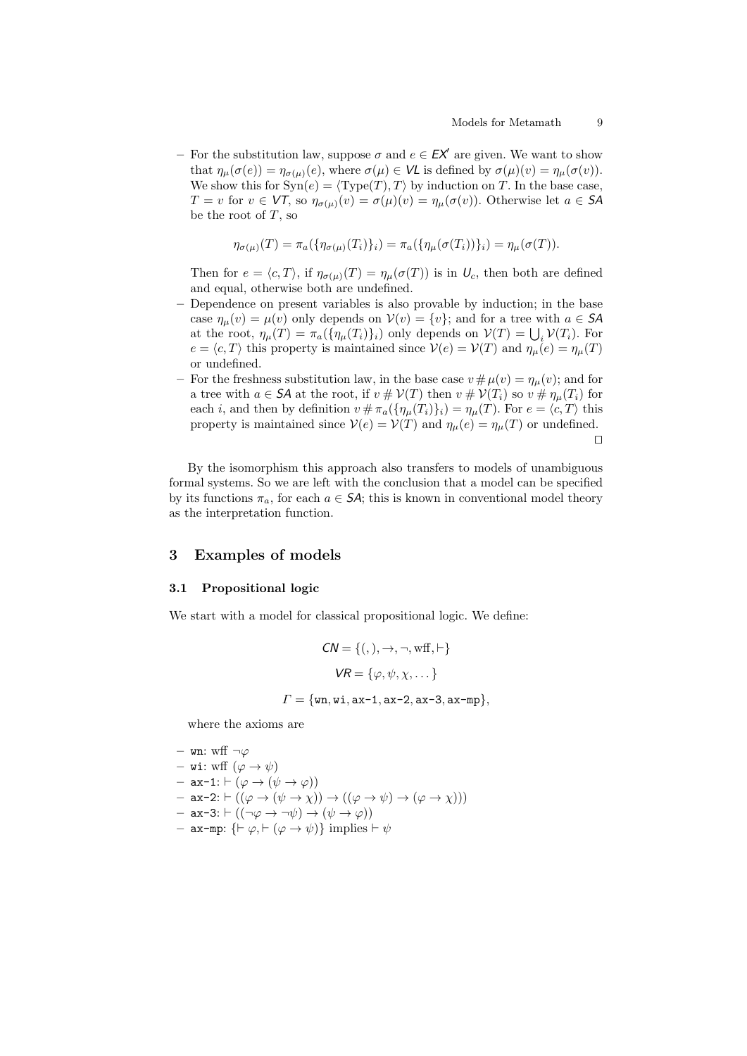- For the substitution law, suppose $\sigma$ and $e \in \mathit{EX}'$ are given. We want to show that $\eta_\mu(\sigma(e)) = \eta_{\sigma(\mu)}(e)$, where $\sigma(\mu) \in \mathit{VL}$ is defined by $\sigma(\mu)(v) = \eta_\mu(\sigma(v))$. We show this for $\mathrm{Syn}(e) = \langle \mathrm{Type}(T), T\rangle$ by induction on $T$. In the base case, $T = v$ for $v \in \mathit{VT}$, so $\eta_{\sigma(\mu)}(v) = \sigma(\mu)(v) = \eta_\mu(\sigma(v))$. Otherwise let $a \in \mathit{SA}$ be the root of $T$, so

$$\eta_{\sigma(\mu)}(T) = \pi_a(\{\eta_{\sigma(\mu)}(T_i)\}_i) = \pi_a(\{\eta_\mu(\sigma(T_i))\}_i) = \eta_\mu(\sigma(T)).$$

  Then for $e = \langle c, T\rangle$, if $\eta_{\sigma(\mu)}(T) = \eta_\mu(\sigma(T))$ is in $U_c$, then both are defined and equal, otherwise both are undefined.
- Dependence on present variables is also provable by induction; in the base case $\eta_\mu(v) = \mu(v)$ only depends on $\mathcal{V}(v) = \{v\}$; and for a tree with $a \in \mathit{SA}$ at the root, $\eta_\mu(T) = \pi_a(\{\eta_\mu(T_i)\}_i)$ only depends on $\mathcal{V}(T) = \bigcup_i \mathcal{V}(T_i)$. For $e = \langle c, T\rangle$ this property is maintained since $\mathcal{V}(e) = \mathcal{V}(T)$ and $\eta_\mu(e) = \eta_\mu(T)$ or undefined.
- For the freshness substitution law, in the base case $v \# \mu(v) = \eta_\mu(v)$; and for a tree with $a \in \mathit{SA}$ at the root, if $v \# \mathcal{V}(T)$ then $v \# \mathcal{V}(T_i)$ so $v \# \eta_\mu(T_i)$ for each $i$, and then by definition $v \# \pi_a(\{\eta_\mu(T_i)\}_i) = \eta_\mu(T)$. For $e = \langle c, T\rangle$ this property is maintained since $\mathcal{V}(e) = \mathcal{V}(T)$ and $\eta_\mu(e) = \eta_\mu(T)$ or undefined. □

By the isomorphism this approach also transfers to models of unambiguous formal systems. So we are left with the conclusion that a model can be specified by its functions $\pi_a$, for each $a \in \mathit{SA}$; this is known in conventional model theory as the interpretation function.

## 3 Examples of models

### 3.1 Propositional logic

We start with a model for classical propositional logic. We define:

$$\mathit{CN} = \{(, ), \to, \neg, \mathrm{wff}, \vdash\}$$

$$\mathit{VR} = \{\varphi, \psi, \chi, \dots\}$$

$$\Gamma = \{\texttt{wn}, \texttt{wi}, \texttt{ax-1}, \texttt{ax-2}, \texttt{ax-3}, \texttt{ax-mp}\},$$

where the axioms are

- `wn`: wff $\neg\varphi$
- `wi`: wff $(\varphi \to \psi)$
- `ax-1`: $\vdash (\varphi \to (\psi \to \varphi))$
- `ax-2`: $\vdash ((\varphi \to (\psi \to \chi)) \to ((\varphi \to \psi) \to (\varphi \to \chi)))$
- `ax-3`: $\vdash ((\neg\varphi \to \neg\psi) \to (\psi \to \varphi))$
- `ax-mp`: $\{\vdash \varphi, \vdash (\varphi \to \psi)\}$ implies $\vdash \psi$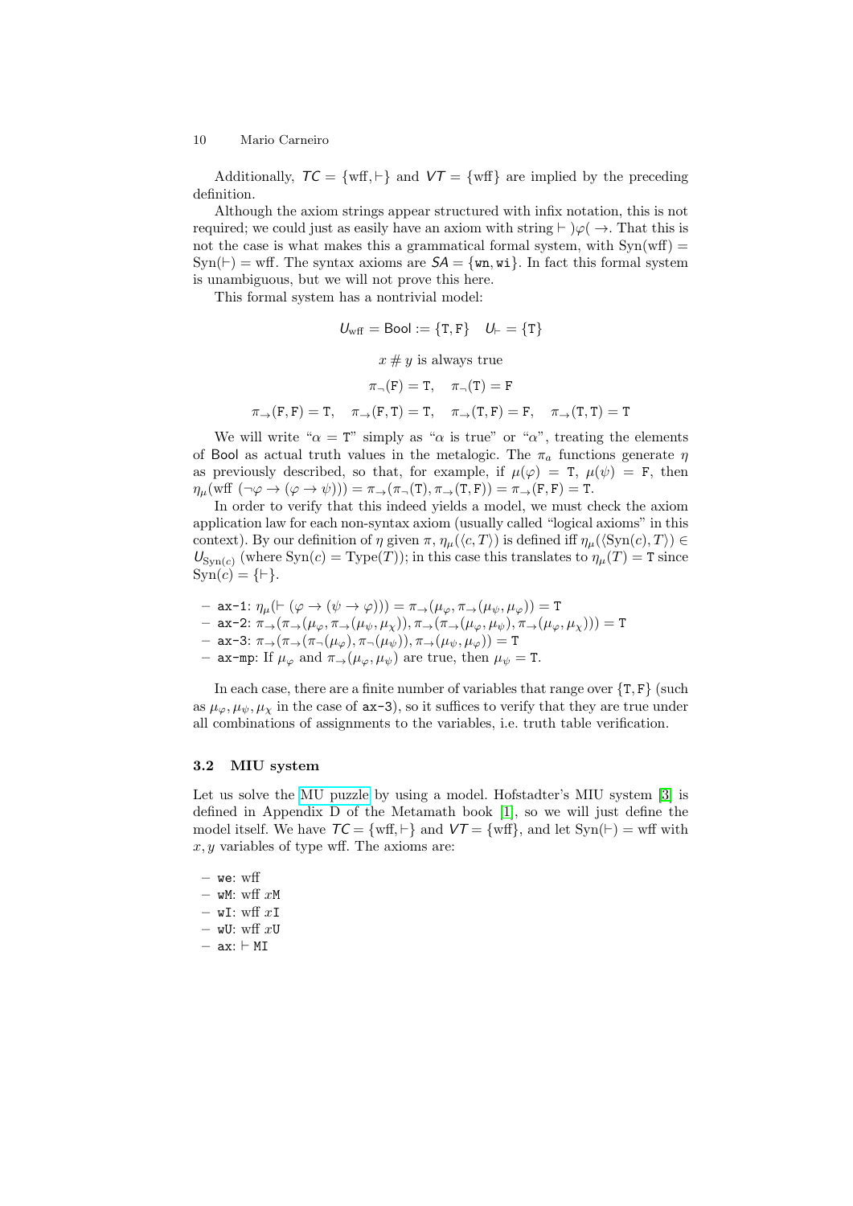Additionally, $\mathit{TC} = \{\text{wff}, \vdash\}$ and $\mathit{VT} = \{\text{wff}\}$ are implied by the preceding definition.

Although the axiom strings appear structured with infix notation, this is not required; we could just as easily have an axiom with string $\vdash\ )\varphi(\ \rightarrow$. That this is not the case is what makes this a grammatical formal system, with $\text{Syn}(\text{wff}) = \text{Syn}(\vdash) = \text{wff}$. The syntax axioms are $\mathit{SA} = \{\texttt{wn}, \texttt{wi}\}$. In fact this formal system is unambiguous, but we will not prove this here.

This formal system has a nontrivial model:

$$U_{\text{wff}} = \mathsf{Bool} := \{\texttt{T}, \texttt{F}\} \quad U_{\vdash} = \{\texttt{T}\}$$

$$x \mathbin{\#} y \text{ is always true}$$

$$\pi_{\neg}(\texttt{F}) = \texttt{T}, \quad \pi_{\neg}(\texttt{T}) = \texttt{F}$$

$$\pi_{\rightarrow}(\texttt{F},\texttt{F}) = \texttt{T}, \quad \pi_{\rightarrow}(\texttt{F},\texttt{T}) = \texttt{T}, \quad \pi_{\rightarrow}(\texttt{T},\texttt{F}) = \texttt{F}, \quad \pi_{\rightarrow}(\texttt{T},\texttt{T}) = \texttt{T}$$

We will write "$\alpha = \texttt{T}$" simply as "$\alpha$ is true" or "$\alpha$", treating the elements of $\mathsf{Bool}$ as actual truth values in the metalogic. The $\pi_a$ functions generate $\eta$ as previously described, so that, for example, if $\mu(\varphi) = \texttt{T}$, $\mu(\psi) = \texttt{F}$, then $\eta_\mu(\text{wff } (\neg\varphi \rightarrow (\varphi \rightarrow \psi))) = \pi_{\rightarrow}(\pi_{\neg}(\texttt{T}), \pi_{\rightarrow}(\texttt{T},\texttt{F})) = \pi_{\rightarrow}(\texttt{F},\texttt{F}) = \texttt{T}$.

In order to verify that this indeed yields a model, we must check the axiom application law for each non-syntax axiom (usually called "logical axioms" in this context). By our definition of $\eta$ given $\pi$, $\eta_\mu(\langle c, T\rangle)$ is defined iff $\eta_\mu(\langle \text{Syn}(c), T\rangle) \in U_{\text{Syn}(c)}$ (where $\text{Syn}(c) = \text{Type}(T)$); in this case this translates to $\eta_\mu(T) = \texttt{T}$ since $\text{Syn}(c) = \{\vdash\}$.

- $\texttt{ax-1}$: $\eta_\mu(\vdash (\varphi \rightarrow (\psi \rightarrow \varphi))) = \pi_{\rightarrow}(\mu_\varphi, \pi_{\rightarrow}(\mu_\psi, \mu_\varphi)) = \texttt{T}$
- $\texttt{ax-2}$: $\pi_{\rightarrow}(\pi_{\rightarrow}(\mu_\varphi, \pi_{\rightarrow}(\mu_\psi, \mu_\chi)), \pi_{\rightarrow}(\pi_{\rightarrow}(\mu_\varphi, \mu_\psi), \pi_{\rightarrow}(\mu_\varphi, \mu_\chi))) = \texttt{T}$
- $\texttt{ax-3}$: $\pi_{\rightarrow}(\pi_{\rightarrow}(\pi_{\neg}(\mu_\varphi), \pi_{\neg}(\mu_\psi)), \pi_{\rightarrow}(\mu_\psi, \mu_\varphi)) = \texttt{T}$
- $\texttt{ax-mp}$: If $\mu_\varphi$ and $\pi_{\rightarrow}(\mu_\varphi, \mu_\psi)$ are true, then $\mu_\psi = \texttt{T}$.

In each case, there are a finite number of variables that range over $\{\texttt{T}, \texttt{F}\}$ (such as $\mu_\varphi, \mu_\psi, \mu_\chi$ in the case of $\texttt{ax-3}$), so it suffices to verify that they are true under all combinations of assignments to the variables, i.e. truth table verification.

### 3.2 MIU system

Let us solve the MU puzzle by using a model. Hofstadter's MIU system [3] is defined in Appendix D of the Metamath book [1], so we will just define the model itself. We have $\mathit{TC} = \{\text{wff}, \vdash\}$ and $\mathit{VT} = \{\text{wff}\}$, and let $\text{Syn}(\vdash) = \text{wff}$ with $x, y$ variables of type wff. The axioms are:

- $\texttt{we}$: wff
- $\texttt{wM}$: wff $x\texttt{M}$
- $\texttt{wI}$: wff $x\texttt{I}$
- $\texttt{wU}$: wff $x\texttt{U}$
- $\texttt{ax}$: $\vdash \texttt{MI}$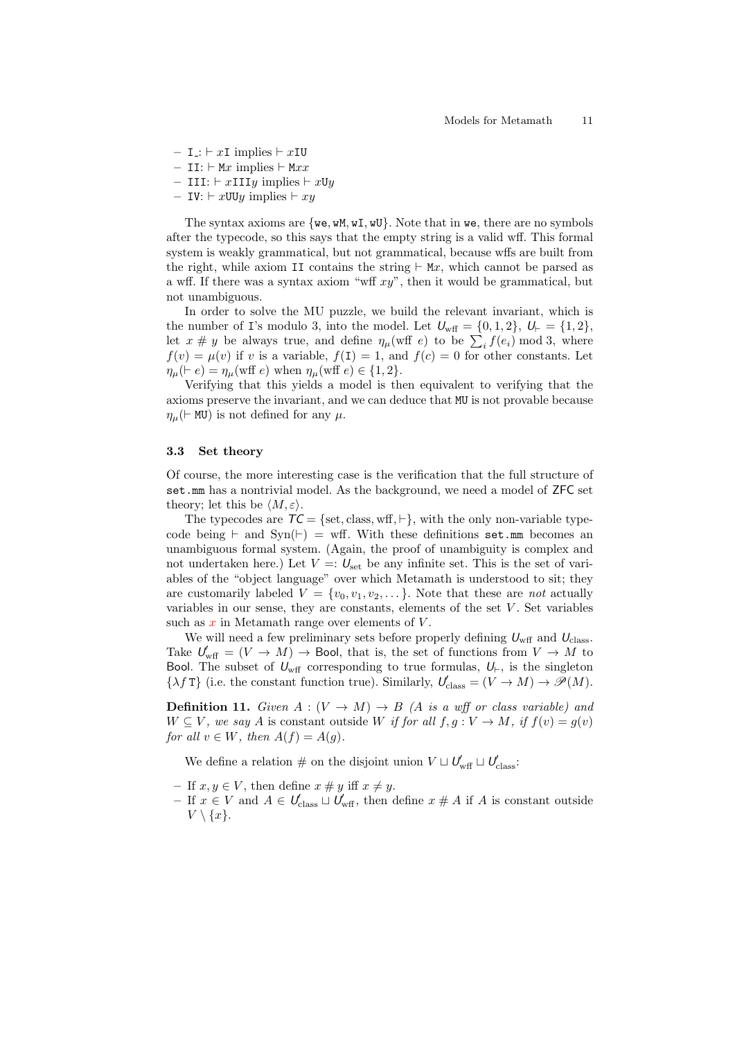- I_: $\vdash x$I implies $\vdash x$IU
- II: $\vdash$ M$x$ implies $\vdash$ M$xx$
- III: $\vdash x$III$y$ implies $\vdash x$U$y$
- IV: $\vdash x$UU$y$ implies $\vdash xy$

The syntax axioms are {we, wM, wI, wU}. Note that in we, there are no symbols after the typecode, so this says that the empty string is a valid wff. This formal system is weakly grammatical, but not grammatical, because wffs are built from the right, while axiom II contains the string $\vdash$ M$x$, which cannot be parsed as a wff. If there was a syntax axiom "wff $xy$", then it would be grammatical, but not unambiguous.

In order to solve the MU puzzle, we build the relevant invariant, which is the number of I's modulo 3, into the model. Let $U_{\text{wff}} = \{0, 1, 2\}$, $U_{\vdash} = \{1, 2\}$, let $x \mathrel{\#} y$ be always true, and define $\eta_\mu(\text{wff } e)$ to be $\sum_i f(e_i) \bmod 3$, where $f(v) = \mu(v)$ if $v$ is a variable, $f(\mathtt{I}) = 1$, and $f(c) = 0$ for other constants. Let $\eta_\mu(\vdash e) = \eta_\mu(\text{wff } e)$ when $\eta_\mu(\text{wff } e) \in \{1, 2\}$.

Verifying that this yields a model is then equivalent to verifying that the axioms preserve the invariant, and we can deduce that MU is not provable because $\eta_\mu(\vdash \mathtt{MU})$ is not defined for any $\mu$.

### 3.3 Set theory

Of course, the more interesting case is the verification that the full structure of set.mm has a nontrivial model. As the background, we need a model of ZFC set theory; let this be $\langle M, \varepsilon \rangle$.

The typecodes are $TC = \{\text{set}, \text{class}, \text{wff}, \vdash\}$, with the only non-variable typecode being $\vdash$ and $\text{Syn}(\vdash) = \text{wff}$. With these definitions set.mm becomes an unambiguous formal system. (Again, the proof of unambiguity is complex and not undertaken here.) Let $V =: U_{\text{set}}$ be any infinite set. This is the set of variables of the "object language" over which Metamath is understood to sit; they are customarily labeled $V = \{v_0, v_1, v_2, \dots\}$. Note that these are *not* actually variables in our sense, they are constants, elements of the set $V$. Set variables such as $x$ in Metamath range over elements of $V$.

We will need a few preliminary sets before properly defining $U_{\text{wff}}$ and $U_{\text{class}}$. Take $U'_{\text{wff}} = (V \to M) \to \mathsf{Bool}$, that is, the set of functions from $V \to M$ to $\mathsf{Bool}$. The subset of $U_{\text{wff}}$ corresponding to true formulas, $U_{\vdash}$, is the singleton $\{\lambda f\, \mathtt{T}\}$ (i.e. the constant function true). Similarly, $U'_{\text{class}} = (V \to M) \to \mathscr{P}(M)$.

**Definition 11.** *Given $A : (V \to M) \to B$ ($A$ is a wff or class variable) and $W \subseteq V$, we say $A$ is constant outside $W$ if for all $f, g : V \to M$, if $f(v) = g(v)$ for all $v \in W$, then $A(f) = A(g)$.*

We define a relation $\#$ on the disjoint union $V \sqcup U'_{\text{wff}} \sqcup U'_{\text{class}}$:

- If $x, y \in V$, then define $x \mathrel{\#} y$ iff $x \neq y$.
- If $x \in V$ and $A \in U'_{\text{class}} \sqcup U'_{\text{wff}}$, then define $x \mathrel{\#} A$ if $A$ is constant outside $V \setminus \{x\}$.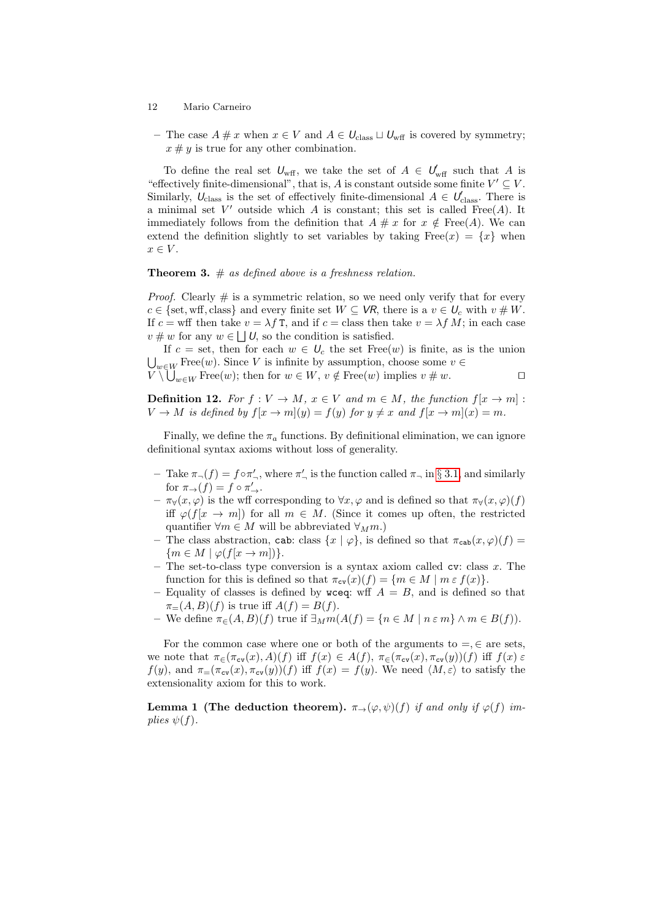– The case $A \# x$ when $x \in V$ and $A \in \mathcal{U}_{\text{class}} \sqcup \mathcal{U}_{\text{wff}}$ is covered by symmetry; $x \# y$ is true for any other combination.

To define the real set $\mathcal{U}_{\text{wff}}$, we take the set of $A \in \mathcal{U}'_{\text{wff}}$ such that $A$ is "effectively finite-dimensional", that is, $A$ is constant outside some finite $V' \subseteq V$. Similarly, $\mathcal{U}_{\text{class}}$ is the set of effectively finite-dimensional $A \in \mathcal{U}'_{\text{class}}$. There is a minimal set $V'$ outside which $A$ is constant; this set is called $\text{Free}(A)$. It immediately follows from the definition that $A \# x$ for $x \notin \text{Free}(A)$. We can extend the definition slightly to set variables by taking $\text{Free}(x) = \{x\}$ when $x \in V$.

**Theorem 3.** *$\#$ as defined above is a freshness relation.*

*Proof.* Clearly $\#$ is a symmetric relation, so we need only verify that for every $c \in \{\text{set}, \text{wff}, \text{class}\}$ and every finite set $W \subseteq \mathcal{VR}$, there is a $v \in \mathcal{U}_c$ with $v \# W$. If $c = \text{wff}$ then take $v = \lambda f\, \mathsf{T}$, and if $c = \text{class}$ then take $v = \lambda f\, M$; in each case $v \# w$ for any $w \in \bigsqcup \mathcal{U}$, so the condition is satisfied.

If $c = \text{set}$, then for each $w \in \mathcal{U}_c$ the set $\text{Free}(w)$ is finite, as is the union $\bigcup_{w \in W} \text{Free}(w)$. Since $V$ is infinite by assumption, choose some $v \in V \setminus \bigcup_{w \in W} \text{Free}(w)$; then for $w \in W$, $v \notin \text{Free}(w)$ implies $v \# w$. □

**Definition 12.** *For $f : V \to M$, $x \in V$ and $m \in M$, the function $f[x \to m] : V \to M$ is defined by $f[x \to m](y) = f(y)$ for $y \neq x$ and $f[x \to m](x) = m$.*

Finally, we define the $\pi_a$ functions. By definitional elimination, we can ignore definitional syntax axioms without loss of generality.

– Take $\pi_\neg(f) = f \circ \pi'_\neg$, where $\pi'_\neg$ is the function called $\pi_\neg$ in § 3.1, and similarly for $\pi_\to(f) = f \circ \pi'_\to$.
– $\pi_\forall(x, \varphi)$ is the wff corresponding to $\forall x, \varphi$ and is defined so that $\pi_\forall(x, \varphi)(f)$ iff $\varphi(f[x \to m])$ for all $m \in M$. (Since it comes up often, the restricted quantifier $\forall m \in M$ will be abbreviated $\forall_M m$.)
– The class abstraction, `cab`: class $\{x \mid \varphi\}$, is defined so that $\pi_{\texttt{cab}}(x, \varphi)(f) = \{m \in M \mid \varphi(f[x \to m])\}$.
– The set-to-class type conversion is a syntax axiom called `cv`: class $x$. The function for this is defined so that $\pi_{\texttt{cv}}(x)(f) = \{m \in M \mid m \,\varepsilon\, f(x)\}$.
– Equality of classes is defined by `wceq`: wff $A = B$, and is defined so that $\pi_=(A, B)(f)$ is true iff $A(f) = B(f)$.
– We define $\pi_\in(A, B)(f)$ true if $\exists_M m(A(f) = \{n \in M \mid n \,\varepsilon\, m\} \wedge m \in B(f))$.

For the common case where one or both of the arguments to $=, \in$ are sets, we note that $\pi_\in(\pi_{\texttt{cv}}(x), A)(f)$ iff $f(x) \in A(f)$, $\pi_\in(\pi_{\texttt{cv}}(x), \pi_{\texttt{cv}}(y))(f)$ iff $f(x) \,\varepsilon\, f(y)$, and $\pi_=(\pi_{\texttt{cv}}(x), \pi_{\texttt{cv}}(y))(f)$ iff $f(x) = f(y)$. We need $\langle M, \varepsilon \rangle$ to satisfy the extensionality axiom for this to work.

**Lemma 1 (The deduction theorem).** *$\pi_\to(\varphi, \psi)(f)$ if and only if $\varphi(f)$ implies $\psi(f)$.*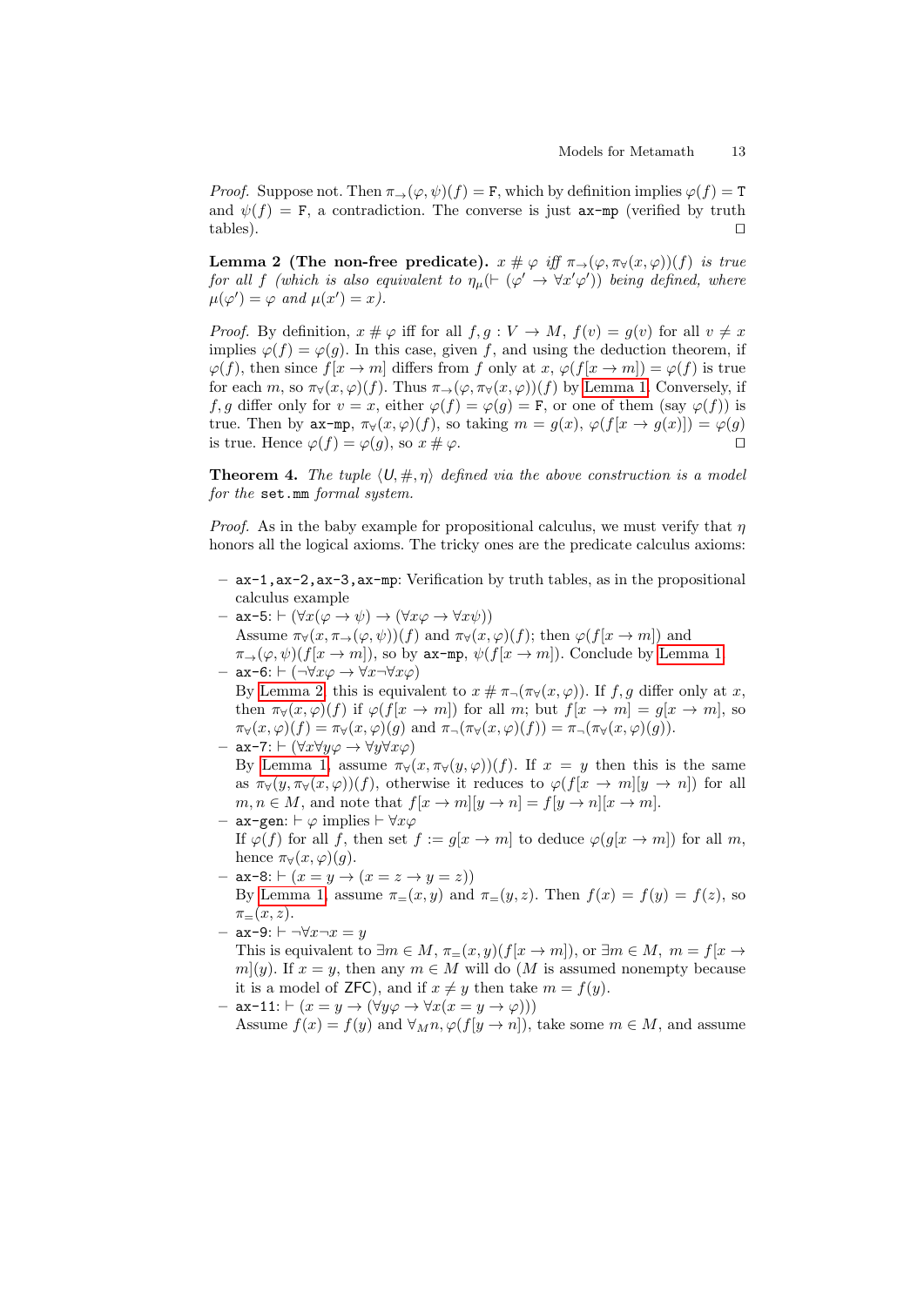*Proof.* Suppose not. Then $\pi_\to(\varphi,\psi)(f) = \mathtt{F}$, which by definition implies $\varphi(f) = \mathtt{T}$ and $\psi(f) = \mathtt{F}$, a contradiction. The converse is just `ax-mp` (verified by truth tables). □

**Lemma 2 (The non-free predicate).** *$x \# \varphi$ iff $\pi_\to(\varphi, \pi_\forall(x,\varphi))(f)$ is true for all $f$ (which is also equivalent to $\eta_\mu(\vdash (\varphi' \to \forall x'\varphi'))$ being defined, where $\mu(\varphi') = \varphi$ and $\mu(x') = x$).*

*Proof.* By definition, $x \# \varphi$ iff for all $f, g : V \to M$, $f(v) = g(v)$ for all $v \neq x$ implies $\varphi(f) = \varphi(g)$. In this case, given $f$, and using the deduction theorem, if $\varphi(f)$, then since $f[x \to m]$ differs from $f$ only at $x$, $\varphi(f[x \to m]) = \varphi(f)$ is true for each $m$, so $\pi_\forall(x,\varphi)(f)$. Thus $\pi_\to(\varphi, \pi_\forall(x,\varphi))(f)$ by Lemma 1. Conversely, if $f, g$ differ only for $v = x$, either $\varphi(f) = \varphi(g) = \mathtt{F}$, or one of them (say $\varphi(f)$) is true. Then by `ax-mp`, $\pi_\forall(x,\varphi)(f)$, so taking $m = g(x)$, $\varphi(f[x \to g(x)]) = \varphi(g)$ is true. Hence $\varphi(f) = \varphi(g)$, so $x \# \varphi$. □

**Theorem 4.** *The tuple $\langle \mathsf{U}, \#, \eta\rangle$ defined via the above construction is a model for the `set.mm` formal system.*

*Proof.* As in the baby example for propositional calculus, we must verify that $\eta$ honors all the logical axioms. The tricky ones are the predicate calculus axioms:

- `ax-1`, `ax-2`, `ax-3`, `ax-mp`: Verification by truth tables, as in the propositional calculus example
- `ax-5`: $\vdash (\forall x(\varphi \to \psi) \to (\forall x\varphi \to \forall x\psi))$
  Assume $\pi_\forall(x, \pi_\to(\varphi,\psi))(f)$ and $\pi_\forall(x,\varphi)(f)$; then $\varphi(f[x \to m])$ and $\pi_\to(\varphi,\psi)(f[x \to m])$, so by `ax-mp`, $\psi(f[x \to m])$. Conclude by Lemma 1.
- `ax-6`: $\vdash (\neg\forall x\varphi \to \forall x\neg\forall x\varphi)$
  By Lemma 2, this is equivalent to $x \# \pi_\neg(\pi_\forall(x,\varphi))$. If $f, g$ differ only at $x$, then $\pi_\forall(x,\varphi)(f)$ if $\varphi(f[x \to m])$ for all $m$; but $f[x \to m] = g[x \to m]$, so $\pi_\forall(x,\varphi)(f) = \pi_\forall(x,\varphi)(g)$ and $\pi_\neg(\pi_\forall(x,\varphi)(f)) = \pi_\neg(\pi_\forall(x,\varphi)(g))$.
- `ax-7`: $\vdash (\forall x\forall y\varphi \to \forall y\forall x\varphi)$
  By Lemma 1, assume $\pi_\forall(x, \pi_\forall(y,\varphi))(f)$. If $x = y$ then this is the same as $\pi_\forall(y, \pi_\forall(x,\varphi))(f)$, otherwise it reduces to $\varphi(f[x \to m][y \to n])$ for all $m, n \in M$, and note that $f[x \to m][y \to n] = f[y \to n][x \to m]$.
- `ax-gen`: $\vdash \varphi$ implies $\vdash \forall x\varphi$
  If $\varphi(f)$ for all $f$, then set $f := g[x \to m]$ to deduce $\varphi(g[x \to m])$ for all $m$, hence $\pi_\forall(x,\varphi)(g)$.
- `ax-8`: $\vdash (x = y \to (x = z \to y = z))$
  By Lemma 1, assume $\pi_=(x,y)$ and $\pi_=(y,z)$. Then $f(x) = f(y) = f(z)$, so $\pi_=(x,z)$.
- `ax-9`: $\vdash \neg\forall x\neg x = y$
  This is equivalent to $\exists m \in M,\ \pi_=(x,y)(f[x \to m])$, or $\exists m \in M,\ m = f[x \to m](y)$. If $x = y$, then any $m \in M$ will do ($M$ is assumed nonempty because it is a model of $\mathsf{ZFC}$), and if $x \neq y$ then take $m = f(y)$.
- `ax-11`: $\vdash (x = y \to (\forall y\varphi \to \forall x(x = y \to \varphi)))$
  Assume $f(x) = f(y)$ and $\forall_M n, \varphi(f[y \to n])$, take some $m \in M$, and assume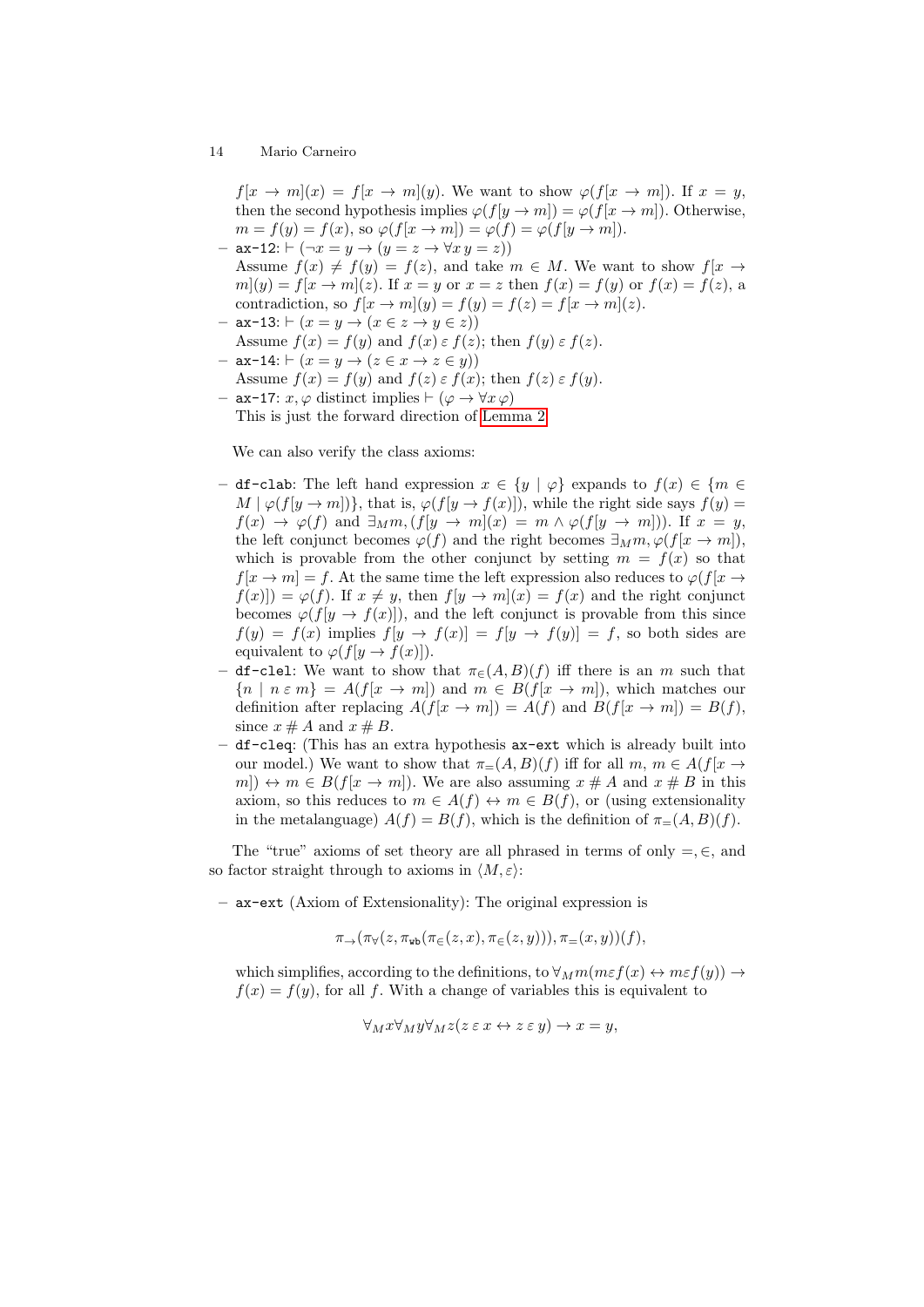$f[x \to m](x) = f[x \to m](y)$. We want to show $\varphi(f[x \to m])$. If $x = y$, then the second hypothesis implies $\varphi(f[y \to m]) = \varphi(f[x \to m])$. Otherwise, $m = f(y) = f(x)$, so $\varphi(f[x \to m]) = \varphi(f) = \varphi(f[y \to m])$.

- `ax-12`: $\vdash (\neg x = y \to (y = z \to \forall x\, y = z))$
  Assume $f(x) \neq f(y) = f(z)$, and take $m \in M$. We want to show $f[x \to m](y) = f[x \to m](z)$. If $x = y$ or $x = z$ then $f(x) = f(y)$ or $f(x) = f(z)$, a contradiction, so $f[x \to m](y) = f(y) = f(z) = f[x \to m](z)$.
- `ax-13`: $\vdash (x = y \to (x \in z \to y \in z))$
  Assume $f(x) = f(y)$ and $f(x) \,\varepsilon\, f(z)$; then $f(y) \,\varepsilon\, f(z)$.
- `ax-14`: $\vdash (x = y \to (z \in x \to z \in y))$
  Assume $f(x) = f(y)$ and $f(z) \,\varepsilon\, f(x)$; then $f(z) \,\varepsilon\, f(y)$.
- `ax-17`: $x, \varphi$ distinct implies $\vdash (\varphi \to \forall x\, \varphi)$
  This is just the forward direction of Lemma 2.

We can also verify the class axioms:

- `df-clab`: The left hand expression $x \in \{y \mid \varphi\}$ expands to $f(x) \in \{m \in M \mid \varphi(f[y \to m])\}$, that is, $\varphi(f[y \to f(x)])$, while the right side says $f(y) = f(x) \to \varphi(f)$ and $\exists_M m, (f[y \to m](x) = m \wedge \varphi(f[y \to m]))$. If $x = y$, the left conjunct becomes $\varphi(f)$ and the right becomes $\exists_M m, \varphi(f[x \to m])$, which is provable from the other conjunct by setting $m = f(x)$ so that $f[x \to m] = f$. At the same time the left expression also reduces to $\varphi(f[x \to f(x)]) = \varphi(f)$. If $x \neq y$, then $f[y \to m](x) = f(x)$ and the right conjunct becomes $\varphi(f[y \to f(x)])$, and the left conjunct is provable from this since $f(y) = f(x)$ implies $f[y \to f(x)] = f[y \to f(y)] = f$, so both sides are equivalent to $\varphi(f[y \to f(x)])$.
- `df-clel`: We want to show that $\pi_\in(A, B)(f)$ iff there is an $m$ such that $\{n \mid n \,\varepsilon\, m\} = A(f[x \to m])$ and $m \in B(f[x \to m])$, which matches our definition after replacing $A(f[x \to m]) = A(f)$ and $B(f[x \to m]) = B(f)$, since $x \# A$ and $x \# B$.
- `df-cleq`: (This has an extra hypothesis `ax-ext` which is already built into our model.) We want to show that $\pi_=(A, B)(f)$ iff for all $m$, $m \in A(f[x \to m]) \leftrightarrow m \in B(f[x \to m])$. We are also assuming $x \# A$ and $x \# B$ in this axiom, so this reduces to $m \in A(f) \leftrightarrow m \in B(f)$, or (using extensionality in the metalanguage) $A(f) = B(f)$, which is the definition of $\pi_=(A, B)(f)$.

The "true" axioms of set theory are all phrased in terms of only $=, \in$, and so factor straight through to axioms in $\langle M, \varepsilon\rangle$:

- `ax-ext` (Axiom of Extensionality): The original expression is

$$\pi_\to(\pi_\forall(z, \pi_{\texttt{wb}}(\pi_\in(z, x), \pi_\in(z, y))), \pi_=(x, y))(f),$$

  which simplifies, according to the definitions, to $\forall_M m(m \varepsilon f(x) \leftrightarrow m \varepsilon f(y)) \to f(x) = f(y)$, for all $f$. With a change of variables this is equivalent to

$$\forall_M x \forall_M y \forall_M z (z \,\varepsilon\, x \leftrightarrow z \,\varepsilon\, y) \to x = y,$$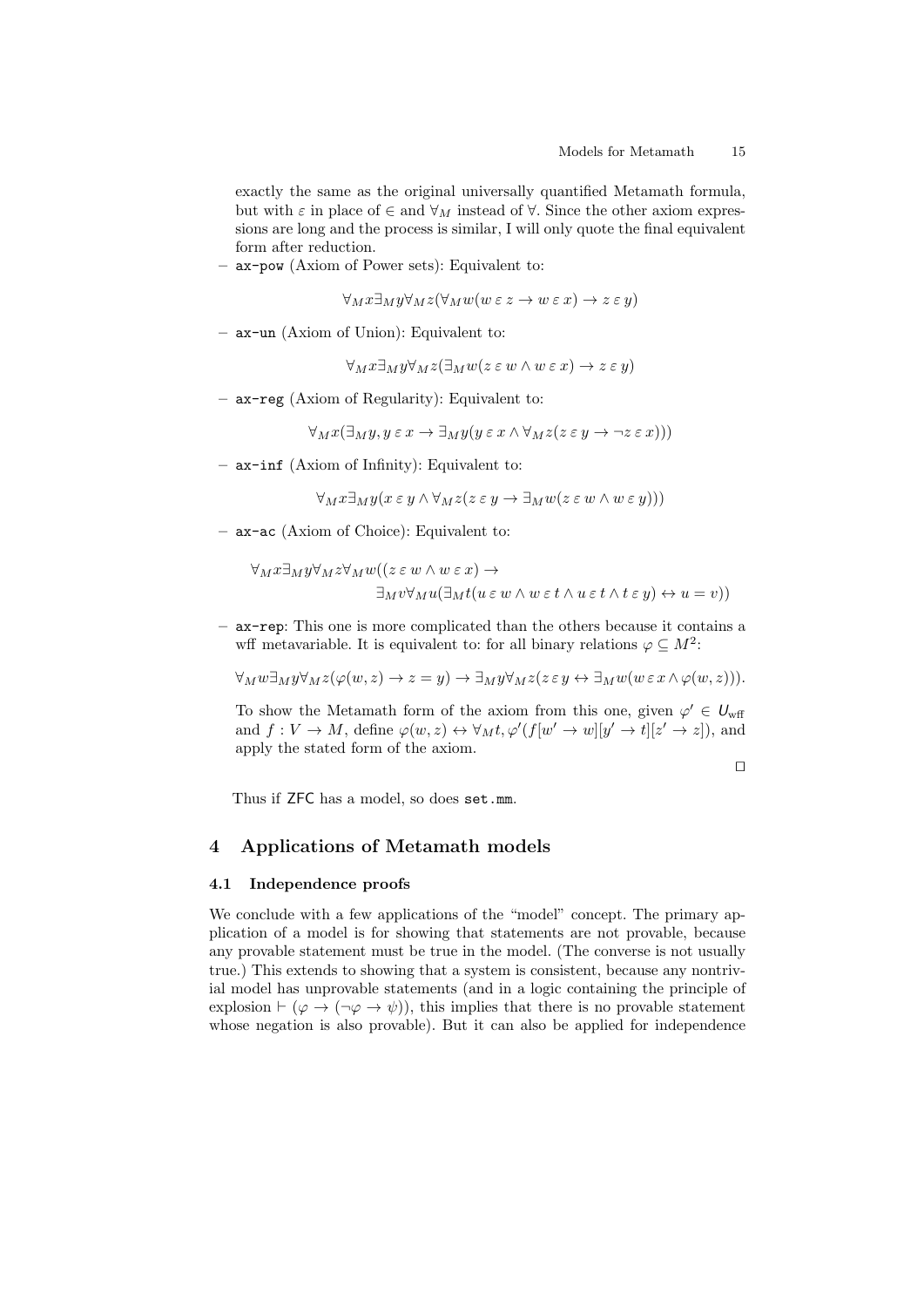exactly the same as the original universally quantified Metamath formula, but with $\varepsilon$ in place of $\in$ and $\forall_M$ instead of $\forall$. Since the other axiom expressions are long and the process is similar, I will only quote the final equivalent form after reduction.

- `ax-pow` (Axiom of Power sets): Equivalent to:

$$\forall_M x \exists_M y \forall_M z (\forall_M w (w \mathrel{\varepsilon} z \to w \mathrel{\varepsilon} x) \to z \mathrel{\varepsilon} y)$$

- `ax-un` (Axiom of Union): Equivalent to:

$$\forall_M x \exists_M y \forall_M z (\exists_M w (z \mathrel{\varepsilon} w \land w \mathrel{\varepsilon} x) \to z \mathrel{\varepsilon} y)$$

- `ax-reg` (Axiom of Regularity): Equivalent to:

$$\forall_M x (\exists_M y, y \mathrel{\varepsilon} x \to \exists_M y (y \mathrel{\varepsilon} x \land \forall_M z (z \mathrel{\varepsilon} y \to \neg z \mathrel{\varepsilon} x)))$$

- `ax-inf` (Axiom of Infinity): Equivalent to:

$$\forall_M x \exists_M y (x \mathrel{\varepsilon} y \land \forall_M z (z \mathrel{\varepsilon} y \to \exists_M w (z \mathrel{\varepsilon} w \land w \mathrel{\varepsilon} y)))$$

- `ax-ac` (Axiom of Choice): Equivalent to:

$$\forall_M x \exists_M y \forall_M z \forall_M w ((z \mathrel{\varepsilon} w \land w \mathrel{\varepsilon} x) \to \\ \exists_M v \forall_M u (\exists_M t (u \mathrel{\varepsilon} w \land w \mathrel{\varepsilon} t \land u \mathrel{\varepsilon} t \land t \mathrel{\varepsilon} y) \leftrightarrow u = v))$$

- `ax-rep`: This one is more complicated than the others because it contains a wff metavariable. It is equivalent to: for all binary relations $\varphi \subseteq M^2$:

$$\forall_M w \exists_M y \forall_M z (\varphi(w, z) \to z = y) \to \exists_M y \forall_M z (z \mathrel{\varepsilon} y \leftrightarrow \exists_M w (w \mathrel{\varepsilon} x \land \varphi(w, z))).$$

To show the Metamath form of the axiom from this one, given $\varphi' \in U_{\rm wff}$ and $f : V \to M$, define $\varphi(w, z) \leftrightarrow \forall_M t, \varphi'(f[w' \to w][y' \to t][z' \to z])$, and apply the stated form of the axiom.

□

Thus if ZFC has a model, so does `set.mm`.

## 4 Applications of Metamath models

### 4.1 Independence proofs

We conclude with a few applications of the "model" concept. The primary application of a model is for showing that statements are not provable, because any provable statement must be true in the model. (The converse is not usually true.) This extends to showing that a system is consistent, because any nontrivial model has unprovable statements (and in a logic containing the principle of explosion $\vdash (\varphi \to (\neg\varphi \to \psi))$, this implies that there is no provable statement whose negation is also provable). But it can also be applied for independence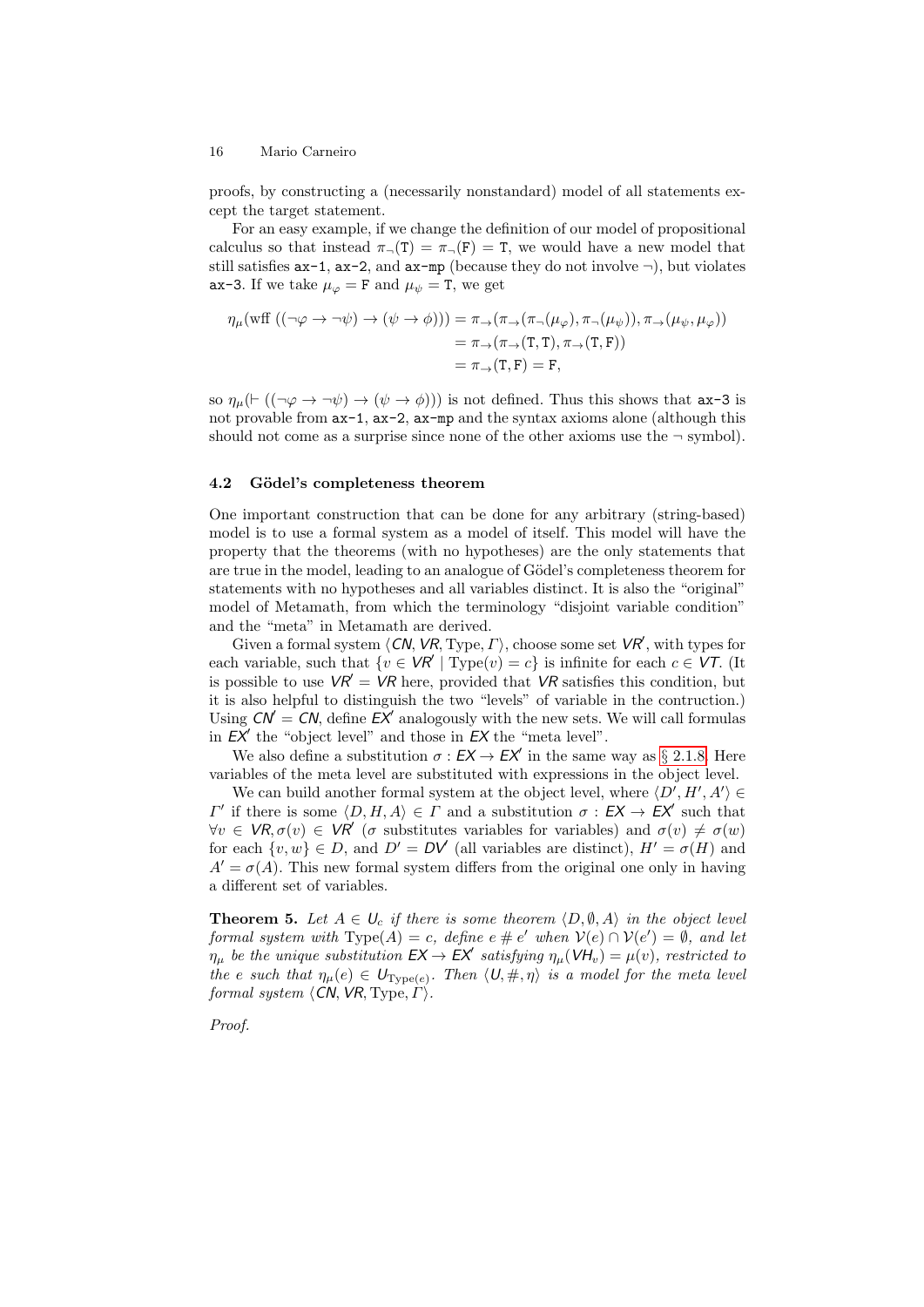proofs, by constructing a (necessarily nonstandard) model of all statements except the target statement.

For an easy example, if we change the definition of our model of propositional calculus so that instead $\pi_\neg(\mathtt{T}) = \pi_\neg(\mathtt{F}) = \mathtt{T}$, we would have a new model that still satisfies `ax-1`, `ax-2`, and `ax-mp` (because they do not involve $\neg$), but violates `ax-3`. If we take $\mu_\varphi = \mathtt{F}$ and $\mu_\psi = \mathtt{T}$, we get

$$\begin{aligned}
\eta_\mu(\text{wff } ((\neg\varphi \to \neg\psi) \to (\psi \to \phi))) &= \pi_\to(\pi_\to(\pi_\neg(\mu_\varphi), \pi_\neg(\mu_\psi)), \pi_\to(\mu_\psi, \mu_\varphi)) \\
&= \pi_\to(\pi_\to(\mathtt{T}, \mathtt{T}), \pi_\to(\mathtt{T}, \mathtt{F})) \\
&= \pi_\to(\mathtt{T}, \mathtt{F}) = \mathtt{F},
\end{aligned}$$

so $\eta_\mu(\vdash ((\neg\varphi \to \neg\psi) \to (\psi \to \phi)))$ is not defined. Thus this shows that `ax-3` is not provable from `ax-1`, `ax-2`, `ax-mp` and the syntax axioms alone (although this should not come as a surprise since none of the other axioms use the $\neg$ symbol).

### 4.2 Gödel's completeness theorem

One important construction that can be done for any arbitrary (string-based) model is to use a formal system as a model of itself. This model will have the property that the theorems (with no hypotheses) are the only statements that are true in the model, leading to an analogue of Gödel's completeness theorem for statements with no hypotheses and all variables distinct. It is also the "original" model of Metamath, from which the terminology "disjoint variable condition" and the "meta" in Metamath are derived.

Given a formal system $\langle \mathsf{CN}, \mathsf{VR}, \mathrm{Type}, \Gamma\rangle$, choose some set $\mathsf{VR}'$, with types for each variable, such that $\{v \in \mathsf{VR}' \mid \mathrm{Type}(v) = c\}$ is infinite for each $c \in \mathsf{VT}$. (It is possible to use $\mathsf{VR}' = \mathsf{VR}$ here, provided that $\mathsf{VR}$ satisfies this condition, but it is also helpful to distinguish the two "levels" of variable in the contruction.) Using $\mathsf{CN}' = \mathsf{CN}$, define $\mathsf{EX}'$ analogously with the new sets. We will call formulas in $\mathsf{EX}'$ the "object level" and those in $\mathsf{EX}$ the "meta level".

We also define a substitution $\sigma : \mathsf{EX} \to \mathsf{EX}'$ in the same way as § 2.1.8. Here variables of the meta level are substituted with expressions in the object level.

We can build another formal system at the object level, where $\langle D', H', A'\rangle \in \Gamma'$ if there is some $\langle D, H, A\rangle \in \Gamma$ and a substitution $\sigma : \mathsf{EX} \to \mathsf{EX}'$ such that $\forall v \in \mathsf{VR}, \sigma(v) \in \mathsf{VR}'$ ($\sigma$ substitutes variables for variables) and $\sigma(v) \neq \sigma(w)$ for each $\{v, w\} \in D$, and $D' = \mathsf{DV}'$ (all variables are distinct), $H' = \sigma(H)$ and $A' = \sigma(A)$. This new formal system differs from the original one only in having a different set of variables.

**Theorem 5.** *Let $A \in \mathsf{U}_c$ if there is some theorem $\langle D, \emptyset, A\rangle$ in the object level formal system with $\mathrm{Type}(A) = c$, define $e \,\#\, e'$ when $\mathcal{V}(e) \cap \mathcal{V}(e') = \emptyset$, and let $\eta_\mu$ be the unique substitution $\mathsf{EX} \to \mathsf{EX}'$ satisfying $\eta_\mu(\mathsf{VH}_v) = \mu(v)$, restricted to the $e$ such that $\eta_\mu(e) \in \mathsf{U}_{\mathrm{Type}(e)}$. Then $\langle \mathsf{U}, \#, \eta\rangle$ is a model for the meta level formal system $\langle \mathsf{CN}, \mathsf{VR}, \mathrm{Type}, \Gamma\rangle$.*

*Proof.*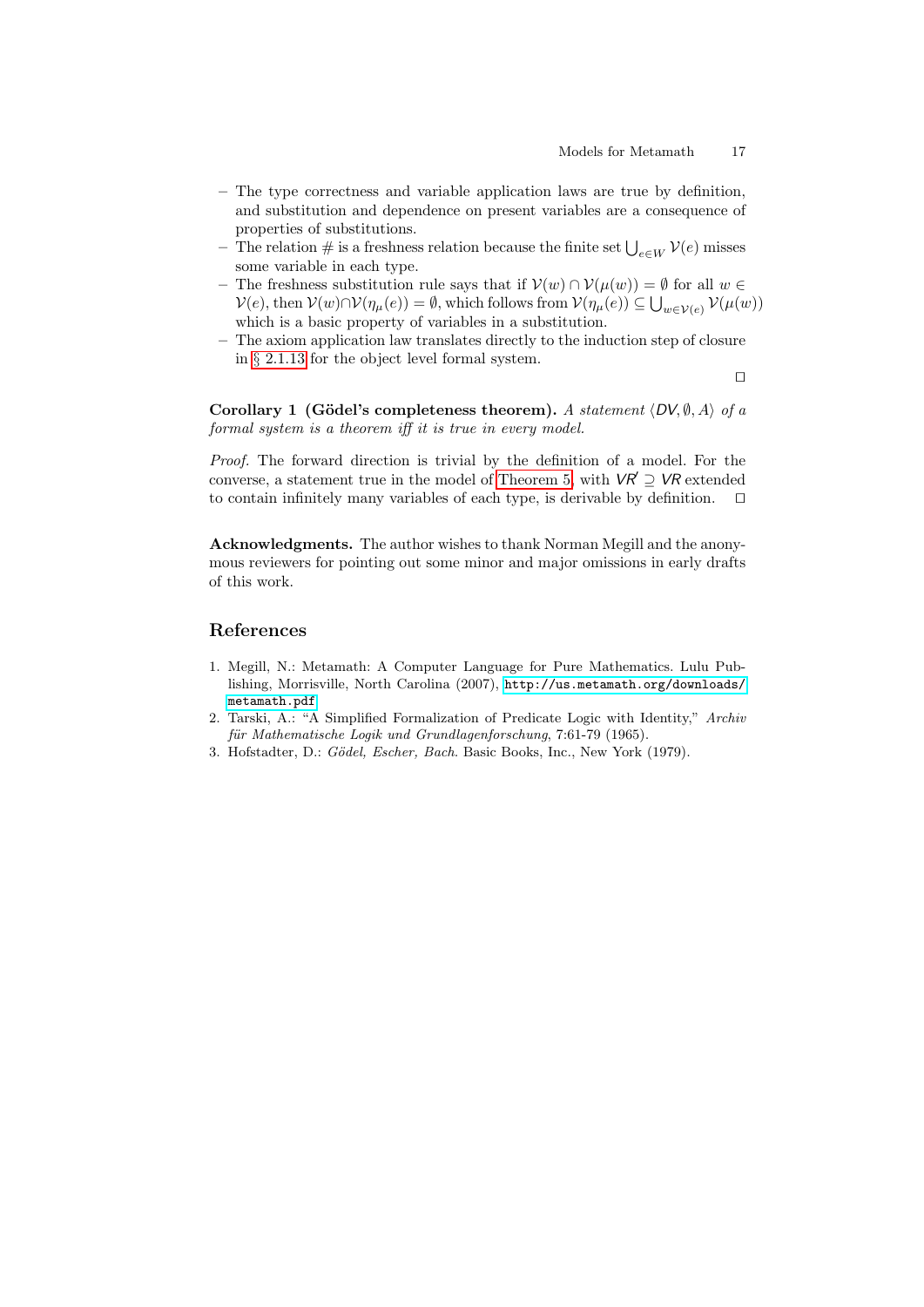- The type correctness and variable application laws are true by definition, and substitution and dependence on present variables are a consequence of properties of substitutions.
- The relation $\#$ is a freshness relation because the finite set $\bigcup_{e \in W} \mathcal{V}(e)$ misses some variable in each type.
- The freshness substitution rule says that if $\mathcal{V}(w) \cap \mathcal{V}(\mu(w)) = \emptyset$ for all $w \in \mathcal{V}(e)$, then $\mathcal{V}(w) \cap \mathcal{V}(\eta_\mu(e)) = \emptyset$, which follows from $\mathcal{V}(\eta_\mu(e)) \subseteq \bigcup_{w \in \mathcal{V}(e)} \mathcal{V}(\mu(w))$ which is a basic property of variables in a substitution.
- The axiom application law translates directly to the induction step of closure in § 2.1.13 for the object level formal system.

□

**Corollary 1 (Gödel's completeness theorem).** *A statement $\langle DV, \emptyset, A \rangle$ of a formal system is a theorem iff it is true in every model.*

*Proof.* The forward direction is trivial by the definition of a model. For the converse, a statement true in the model of Theorem 5, with $VR' \supseteq VR$ extended to contain infinitely many variables of each type, is derivable by definition. □

**Acknowledgments.** The author wishes to thank Norman Megill and the anonymous reviewers for pointing out some minor and major omissions in early drafts of this work.

## References

1. Megill, N.: Metamath: A Computer Language for Pure Mathematics. Lulu Publishing, Morrisville, North Carolina (2007), http://us.metamath.org/downloads/metamath.pdf
2. Tarski, A.: "A Simplified Formalization of Predicate Logic with Identity," *Archiv für Mathematische Logik und Grundlagenforschung*, 7:61-79 (1965).
3. Hofstadter, D.: *Gödel, Escher, Bach*. Basic Books, Inc., New York (1979).